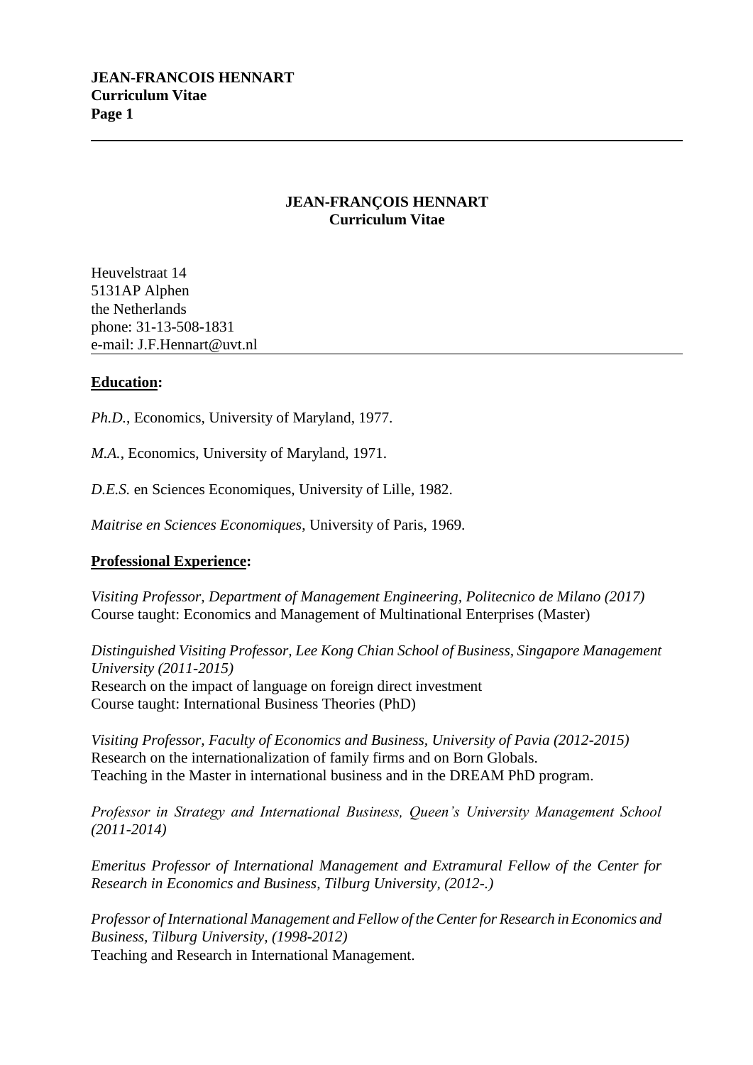# JEAN-FRANÇOIS HENNART
## Curriculum Vitae

Heuvelstraat 14
5131AP Alphen
the Netherlands
phone: 31-13-508-1831
e-mail: J.F.Hennart@uvt.nl

---

**Education:**

*Ph.D.*, Economics, University of Maryland, 1977.

*M.A.*, Economics, University of Maryland, 1971.

*D.E.S.* en Sciences Economiques, University of Lille, 1982.

*Maitrise en Sciences Economiques*, University of Paris, 1969.

**Professional Experience:**

*Visiting Professor, Department of Management Engineering, Politecnico de Milano (2017)*
Course taught: Economics and Management of Multinational Enterprises (Master)

*Distinguished Visiting Professor, Lee Kong Chian School of Business, Singapore Management University (2011-2015)*
Research on the impact of language on foreign direct investment
Course taught: International Business Theories (PhD)

*Visiting Professor, Faculty of Economics and Business, University of Pavia (2012-2015)*
Research on the internationalization of family firms and on Born Globals.
Teaching in the Master in international business and in the DREAM PhD program.

*Professor in Strategy and International Business, Queen's University Management School (2011-2014)*

*Emeritus Professor of International Management and Extramural Fellow of the Center for Research in Economics and Business, Tilburg University, (2012-.)*

*Professor of International Management and Fellow of the Center for Research in Economics and Business, Tilburg University, (1998-2012)*
Teaching and Research in International Management.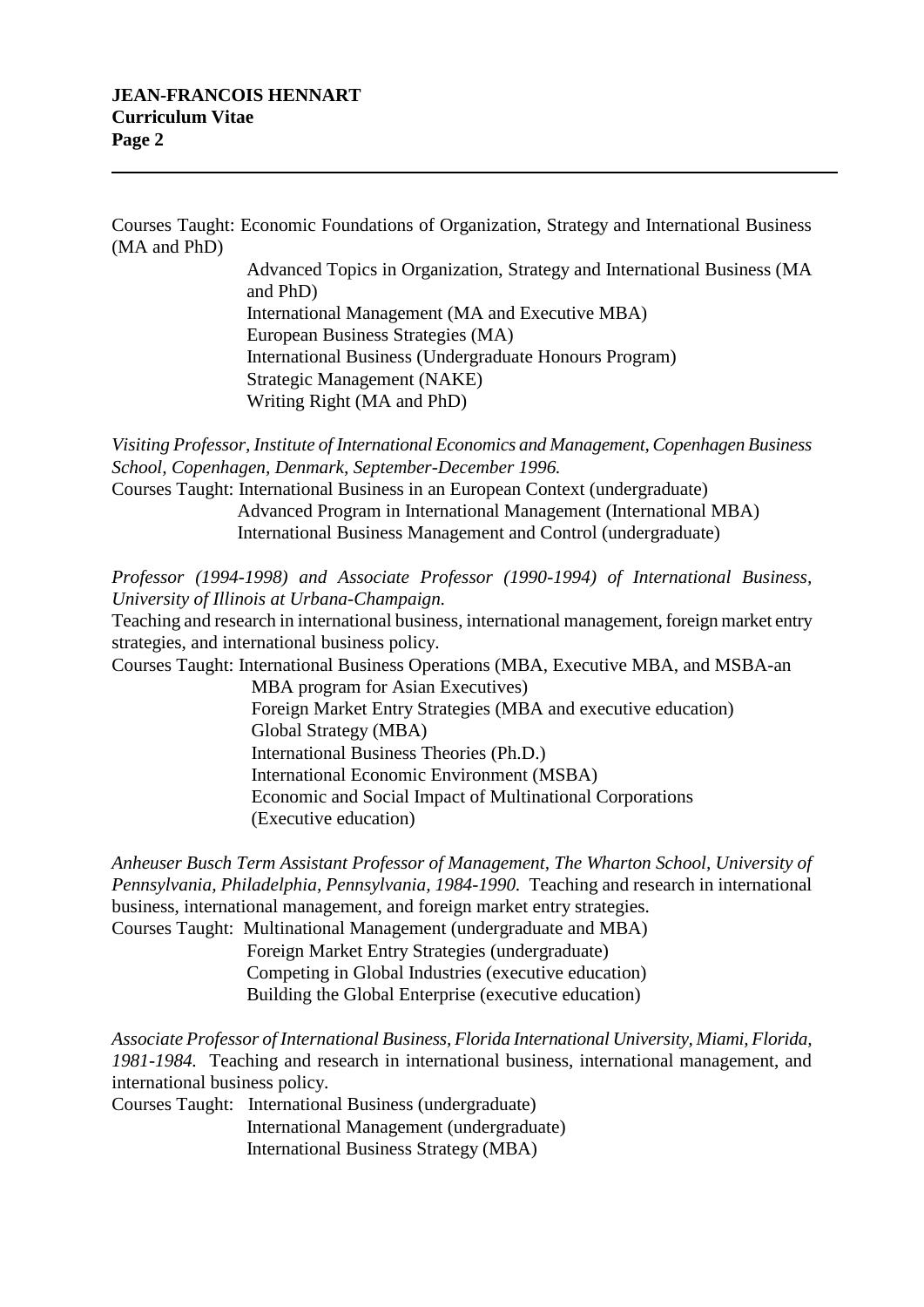Courses Taught: Economic Foundations of Organization, Strategy and International Business (MA and PhD)
Advanced Topics in Organization, Strategy and International Business (MA and PhD)
International Management (MA and Executive MBA)
European Business Strategies (MA)
International Business (Undergraduate Honours Program)
Strategic Management (NAKE)
Writing Right (MA and PhD)

*Visiting Professor, Institute of International Economics and Management, Copenhagen Business School, Copenhagen, Denmark, September-December 1996.*
Courses Taught: International Business in an European Context (undergraduate)
Advanced Program in International Management (International MBA)
International Business Management and Control (undergraduate)

*Professor (1994-1998) and Associate Professor (1990-1994) of International Business, University of Illinois at Urbana-Champaign.*
Teaching and research in international business, international management, foreign market entry strategies, and international business policy.
Courses Taught: International Business Operations (MBA, Executive MBA, and MSBA-an MBA program for Asian Executives)
Foreign Market Entry Strategies (MBA and executive education)
Global Strategy (MBA)
International Business Theories (Ph.D.)
International Economic Environment (MSBA)
Economic and Social Impact of Multinational Corporations (Executive education)

*Anheuser Busch Term Assistant Professor of Management, The Wharton School, University of Pennsylvania, Philadelphia, Pennsylvania, 1984-1990.* Teaching and research in international business, international management, and foreign market entry strategies.
Courses Taught: Multinational Management (undergraduate and MBA)
Foreign Market Entry Strategies (undergraduate)
Competing in Global Industries (executive education)
Building the Global Enterprise (executive education)

*Associate Professor of International Business, Florida International University, Miami, Florida, 1981-1984.* Teaching and research in international business, international management, and international business policy.
Courses Taught: International Business (undergraduate)
International Management (undergraduate)
International Business Strategy (MBA)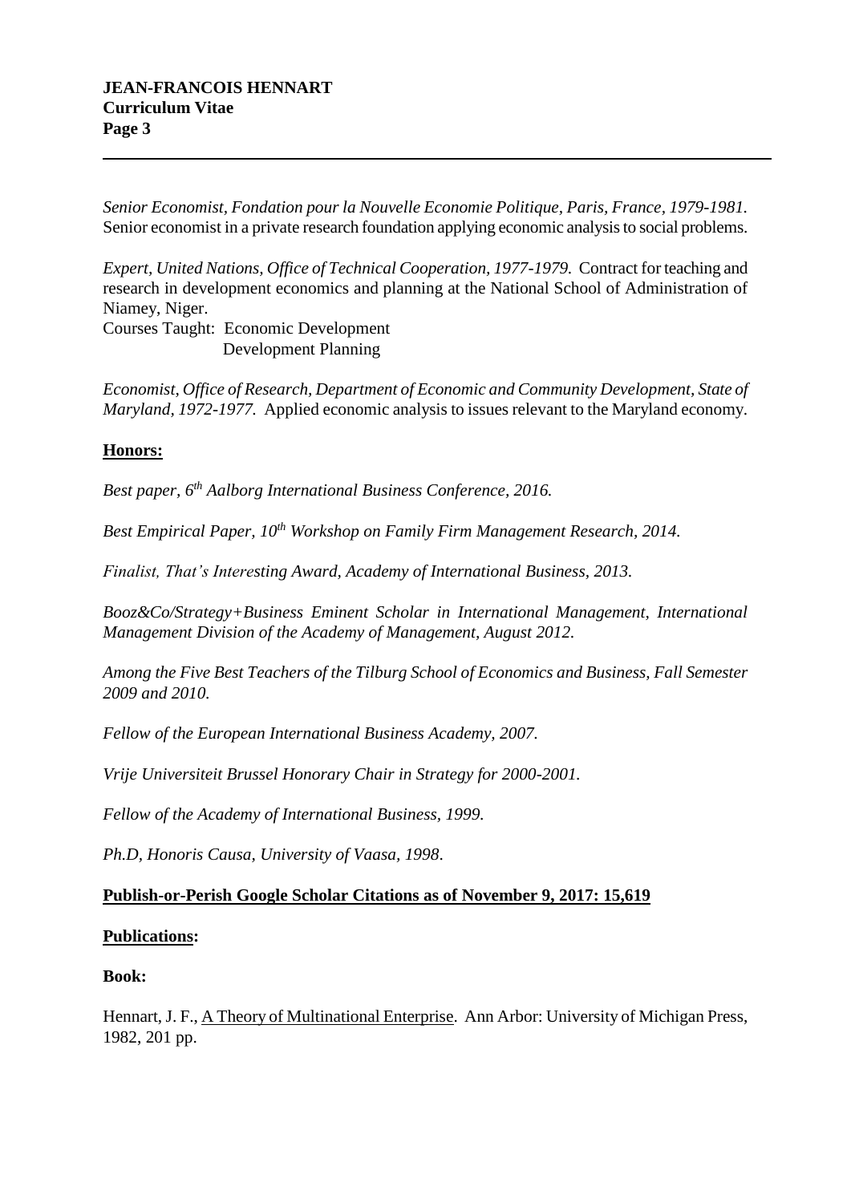*Senior Economist, Fondation pour la Nouvelle Economie Politique, Paris, France, 1979-1981.* Senior economist in a private research foundation applying economic analysis to social problems.

*Expert, United Nations, Office of Technical Cooperation, 1977-1979.* Contract for teaching and research in development economics and planning at the National School of Administration of Niamey, Niger.
Courses Taught: Economic Development
Development Planning

*Economist, Office of Research, Department of Economic and Community Development, State of Maryland, 1972-1977.* Applied economic analysis to issues relevant to the Maryland economy.

**Honors:**

*Best paper, 6th Aalborg International Business Conference, 2016.*

*Best Empirical Paper, 10th Workshop on Family Firm Management Research, 2014.*

*Finalist, That's Interesting Award, Academy of International Business, 2013.*

*Booz&Co/Strategy+Business Eminent Scholar in International Management, International Management Division of the Academy of Management, August 2012.*

*Among the Five Best Teachers of the Tilburg School of Economics and Business, Fall Semester 2009 and 2010.*

*Fellow of the European International Business Academy, 2007.*

*Vrije Universiteit Brussel Honorary Chair in Strategy for 2000-2001.*

*Fellow of the Academy of International Business, 1999.*

*Ph.D, Honoris Causa, University of Vaasa, 1998.*

**Publish-or-Perish Google Scholar Citations as of November 9, 2017: 15,619**

**Publications:**

**Book:**

Hennart, J. F., A Theory of Multinational Enterprise. Ann Arbor: University of Michigan Press, 1982, 201 pp.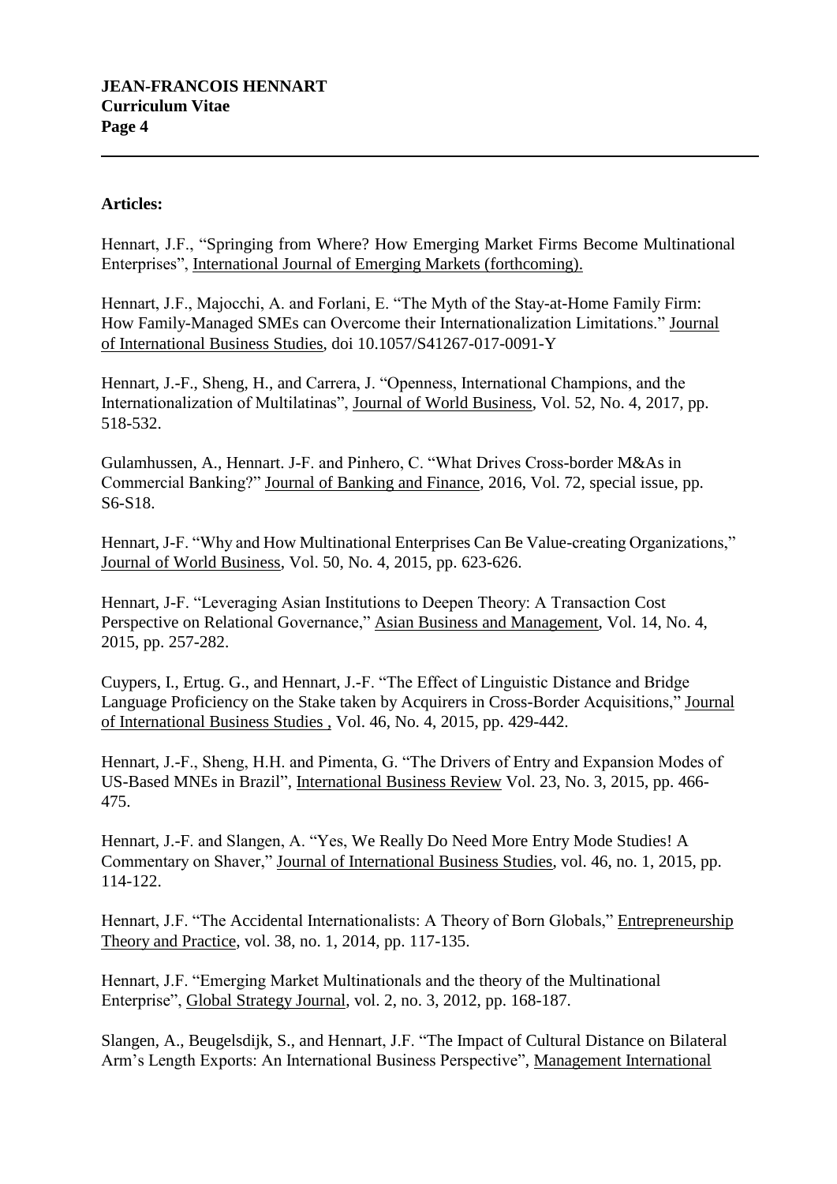**Articles:**

Hennart, J.F., "Springing from Where? How Emerging Market Firms Become Multinational Enterprises", International Journal of Emerging Markets (forthcoming).

Hennart, J.F., Majocchi, A. and Forlani, E. "The Myth of the Stay-at-Home Family Firm: How Family-Managed SMEs can Overcome their Internationalization Limitations." Journal of International Business Studies, doi 10.1057/S41267-017-0091-Y

Hennart, J.-F., Sheng, H., and Carrera, J. "Openness, International Champions, and the Internationalization of Multilatinas", Journal of World Business, Vol. 52, No. 4, 2017, pp. 518-532.

Gulamhussen, A., Hennart. J-F. and Pinhero, C. "What Drives Cross-border M&As in Commercial Banking?" Journal of Banking and Finance, 2016, Vol. 72, special issue, pp. S6-S18.

Hennart, J-F. "Why and How Multinational Enterprises Can Be Value-creating Organizations," Journal of World Business, Vol. 50, No. 4, 2015, pp. 623-626.

Hennart, J-F. "Leveraging Asian Institutions to Deepen Theory: A Transaction Cost Perspective on Relational Governance," Asian Business and Management, Vol. 14, No. 4, 2015, pp. 257-282.

Cuypers, I., Ertug. G., and Hennart, J.-F. "The Effect of Linguistic Distance and Bridge Language Proficiency on the Stake taken by Acquirers in Cross-Border Acquisitions," Journal of International Business Studies , Vol. 46, No. 4, 2015, pp. 429-442.

Hennart, J.-F., Sheng, H.H. and Pimenta, G. "The Drivers of Entry and Expansion Modes of US-Based MNEs in Brazil", International Business Review Vol. 23, No. 3, 2015, pp. 466-475.

Hennart, J.-F. and Slangen, A. "Yes, We Really Do Need More Entry Mode Studies! A Commentary on Shaver," Journal of International Business Studies, vol. 46, no. 1, 2015, pp. 114-122.

Hennart, J.F. "The Accidental Internationalists: A Theory of Born Globals," Entrepreneurship Theory and Practice, vol. 38, no. 1, 2014, pp. 117-135.

Hennart, J.F. "Emerging Market Multinationals and the theory of the Multinational Enterprise", Global Strategy Journal, vol. 2, no. 3, 2012, pp. 168-187.

Slangen, A., Beugelsdijk, S., and Hennart, J.F. "The Impact of Cultural Distance on Bilateral Arm's Length Exports: An International Business Perspective", Management International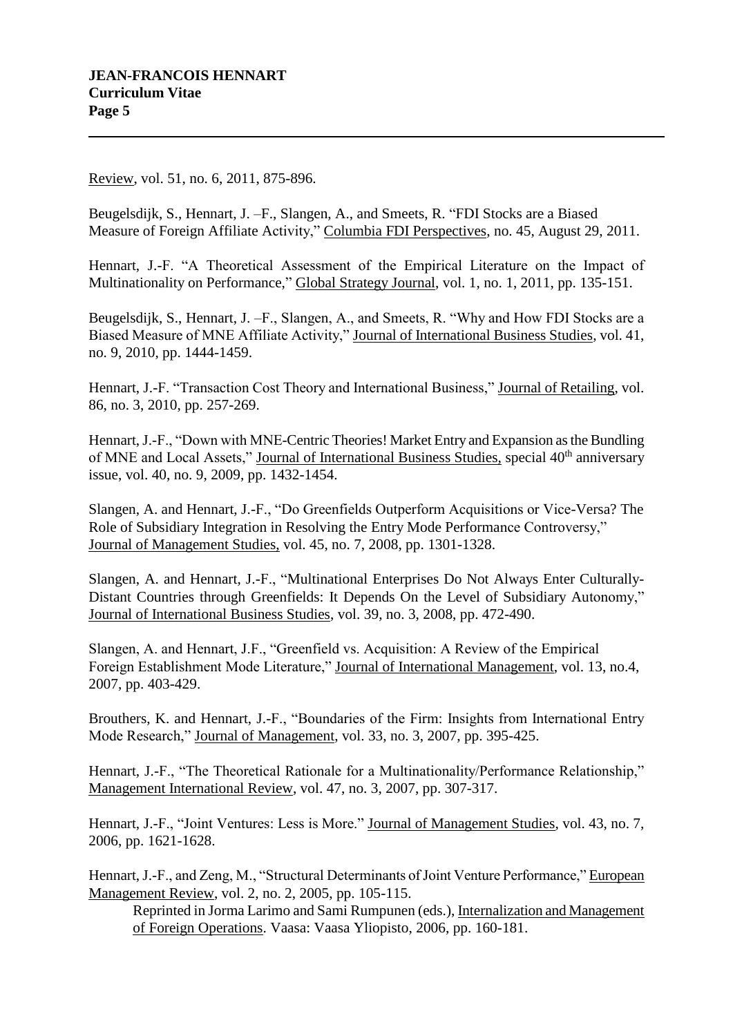Review, vol. 51, no. 6, 2011, 875-896.

Beugelsdijk, S., Hennart, J. –F., Slangen, A., and Smeets, R. "FDI Stocks are a Biased Measure of Foreign Affiliate Activity," Columbia FDI Perspectives, no. 45, August 29, 2011.

Hennart, J.-F. "A Theoretical Assessment of the Empirical Literature on the Impact of Multinationality on Performance," Global Strategy Journal, vol. 1, no. 1, 2011, pp. 135-151.

Beugelsdijk, S., Hennart, J. –F., Slangen, A., and Smeets, R. "Why and How FDI Stocks are a Biased Measure of MNE Affiliate Activity," Journal of International Business Studies, vol. 41, no. 9, 2010, pp. 1444-1459.

Hennart, J.-F. "Transaction Cost Theory and International Business," Journal of Retailing, vol. 86, no. 3, 2010, pp. 257-269.

Hennart, J.-F., "Down with MNE-Centric Theories! Market Entry and Expansion as the Bundling of MNE and Local Assets," Journal of International Business Studies, special 40th anniversary issue, vol. 40, no. 9, 2009, pp. 1432-1454.

Slangen, A. and Hennart, J.-F., "Do Greenfields Outperform Acquisitions or Vice-Versa? The Role of Subsidiary Integration in Resolving the Entry Mode Performance Controversy," Journal of Management Studies, vol. 45, no. 7, 2008, pp. 1301-1328.

Slangen, A. and Hennart, J.-F., "Multinational Enterprises Do Not Always Enter Culturally-Distant Countries through Greenfields: It Depends On the Level of Subsidiary Autonomy," Journal of International Business Studies, vol. 39, no. 3, 2008, pp. 472-490.

Slangen, A. and Hennart, J.F., "Greenfield vs. Acquisition: A Review of the Empirical Foreign Establishment Mode Literature," Journal of International Management, vol. 13, no.4, 2007, pp. 403-429.

Brouthers, K. and Hennart, J.-F., "Boundaries of the Firm: Insights from International Entry Mode Research," Journal of Management, vol. 33, no. 3, 2007, pp. 395-425.

Hennart, J.-F., "The Theoretical Rationale for a Multinationality/Performance Relationship," Management International Review, vol. 47, no. 3, 2007, pp. 307-317.

Hennart, J.-F., "Joint Ventures: Less is More." Journal of Management Studies, vol. 43, no. 7, 2006, pp. 1621-1628.

Hennart, J.-F., and Zeng, M., "Structural Determinants of Joint Venture Performance," European Management Review, vol. 2, no. 2, 2005, pp. 105-115.

Reprinted in Jorma Larimo and Sami Rumpunen (eds.), Internalization and Management of Foreign Operations. Vaasa: Vaasa Yliopisto, 2006, pp. 160-181.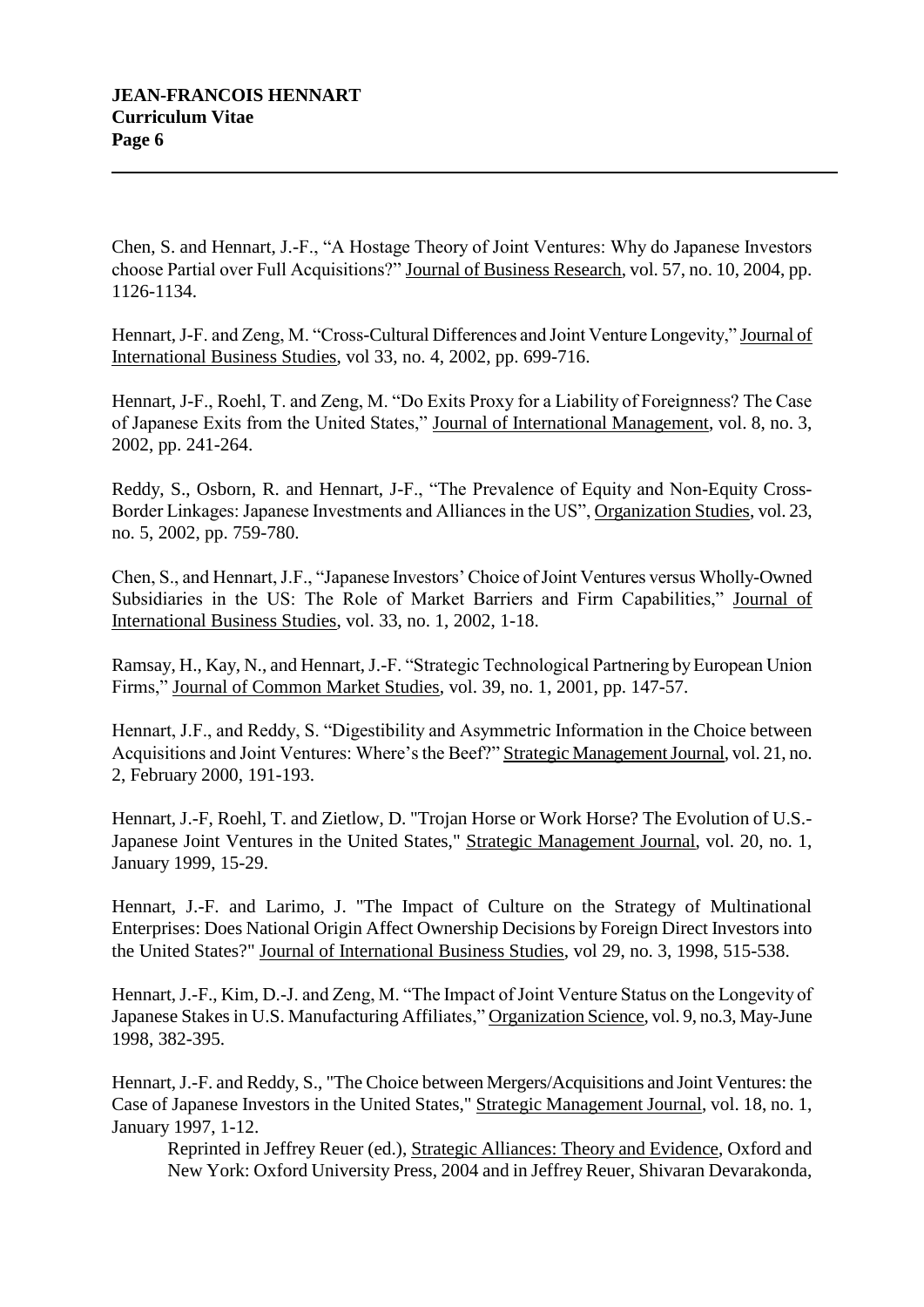Chen, S. and Hennart, J.-F., "A Hostage Theory of Joint Ventures: Why do Japanese Investors choose Partial over Full Acquisitions?" Journal of Business Research, vol. 57, no. 10, 2004, pp. 1126-1134.

Hennart, J-F. and Zeng, M. "Cross-Cultural Differences and Joint Venture Longevity," Journal of International Business Studies, vol 33, no. 4, 2002, pp. 699-716.

Hennart, J-F., Roehl, T. and Zeng, M. "Do Exits Proxy for a Liability of Foreignness? The Case of Japanese Exits from the United States," Journal of International Management, vol. 8, no. 3, 2002, pp. 241-264.

Reddy, S., Osborn, R. and Hennart, J-F., "The Prevalence of Equity and Non-Equity Cross-Border Linkages: Japanese Investments and Alliances in the US", Organization Studies, vol. 23, no. 5, 2002, pp. 759-780.

Chen, S., and Hennart, J.F., "Japanese Investors' Choice of Joint Ventures versus Wholly-Owned Subsidiaries in the US: The Role of Market Barriers and Firm Capabilities," Journal of International Business Studies, vol. 33, no. 1, 2002, 1-18.

Ramsay, H., Kay, N., and Hennart, J.-F. "Strategic Technological Partnering by European Union Firms," Journal of Common Market Studies, vol. 39, no. 1, 2001, pp. 147-57.

Hennart, J.F., and Reddy, S. "Digestibility and Asymmetric Information in the Choice between Acquisitions and Joint Ventures: Where's the Beef?" Strategic Management Journal, vol. 21, no. 2, February 2000, 191-193.

Hennart, J.-F, Roehl, T. and Zietlow, D. "Trojan Horse or Work Horse? The Evolution of U.S.-Japanese Joint Ventures in the United States," Strategic Management Journal, vol. 20, no. 1, January 1999, 15-29.

Hennart, J.-F. and Larimo, J. "The Impact of Culture on the Strategy of Multinational Enterprises: Does National Origin Affect Ownership Decisions by Foreign Direct Investors into the United States?" Journal of International Business Studies, vol 29, no. 3, 1998, 515-538.

Hennart, J.-F., Kim, D.-J. and Zeng, M. "The Impact of Joint Venture Status on the Longevity of Japanese Stakes in U.S. Manufacturing Affiliates," Organization Science, vol. 9, no.3, May-June 1998, 382-395.

Hennart, J.-F. and Reddy, S., "The Choice between Mergers/Acquisitions and Joint Ventures: the Case of Japanese Investors in the United States," Strategic Management Journal, vol. 18, no. 1, January 1997, 1-12.

Reprinted in Jeffrey Reuer (ed.), Strategic Alliances: Theory and Evidence, Oxford and New York: Oxford University Press, 2004 and in Jeffrey Reuer, Shivaran Devarakonda,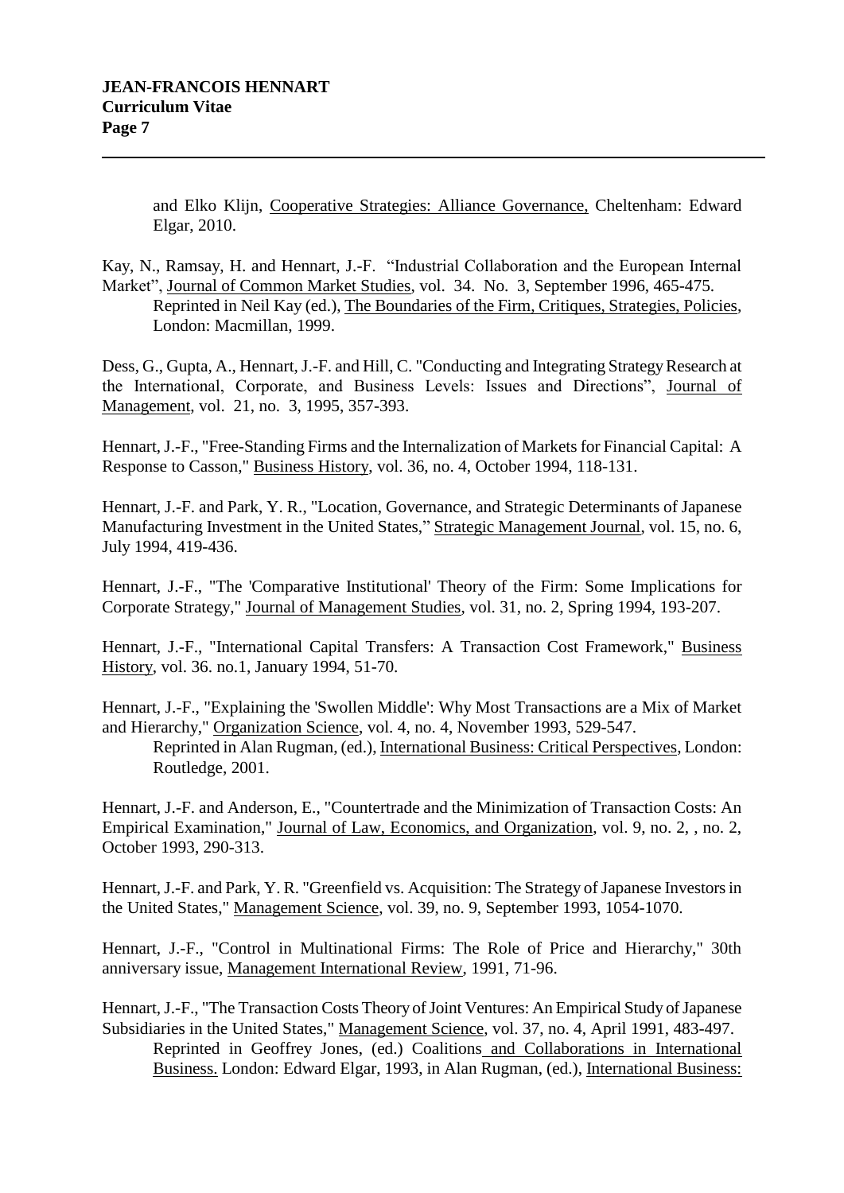and Elko Klijn, Cooperative Strategies: Alliance Governance, Cheltenham: Edward Elgar, 2010.

Kay, N., Ramsay, H. and Hennart, J.-F. "Industrial Collaboration and the European Internal Market", Journal of Common Market Studies, vol. 34. No. 3, September 1996, 465-475.
Reprinted in Neil Kay (ed.), The Boundaries of the Firm, Critiques, Strategies, Policies, London: Macmillan, 1999.

Dess, G., Gupta, A., Hennart, J.-F. and Hill, C. "Conducting and Integrating Strategy Research at the International, Corporate, and Business Levels: Issues and Directions", Journal of Management, vol. 21, no. 3, 1995, 357-393.

Hennart, J.-F., "Free-Standing Firms and the Internalization of Markets for Financial Capital: A Response to Casson," Business History, vol. 36, no. 4, October 1994, 118-131.

Hennart, J.-F. and Park, Y. R., "Location, Governance, and Strategic Determinants of Japanese Manufacturing Investment in the United States," Strategic Management Journal, vol. 15, no. 6, July 1994, 419-436.

Hennart, J.-F., "The 'Comparative Institutional' Theory of the Firm: Some Implications for Corporate Strategy," Journal of Management Studies, vol. 31, no. 2, Spring 1994, 193-207.

Hennart, J.-F., "International Capital Transfers: A Transaction Cost Framework," Business History, vol. 36. no.1, January 1994, 51-70.

Hennart, J.-F., "Explaining the 'Swollen Middle': Why Most Transactions are a Mix of Market and Hierarchy," Organization Science, vol. 4, no. 4, November 1993, 529-547.
Reprinted in Alan Rugman, (ed.), International Business: Critical Perspectives, London: Routledge, 2001.

Hennart, J.-F. and Anderson, E., "Countertrade and the Minimization of Transaction Costs: An Empirical Examination," Journal of Law, Economics, and Organization, vol. 9, no. 2, , no. 2, October 1993, 290-313.

Hennart, J.-F. and Park, Y. R. "Greenfield vs. Acquisition: The Strategy of Japanese Investors in the United States," Management Science, vol. 39, no. 9, September 1993, 1054-1070.

Hennart, J.-F., "Control in Multinational Firms: The Role of Price and Hierarchy," 30th anniversary issue, Management International Review, 1991, 71-96.

Hennart, J.-F., "The Transaction Costs Theory of Joint Ventures: An Empirical Study of Japanese Subsidiaries in the United States," Management Science, vol. 37, no. 4, April 1991, 483-497.
Reprinted in Geoffrey Jones, (ed.) Coalitions and Collaborations in International Business. London: Edward Elgar, 1993, in Alan Rugman, (ed.), International Business: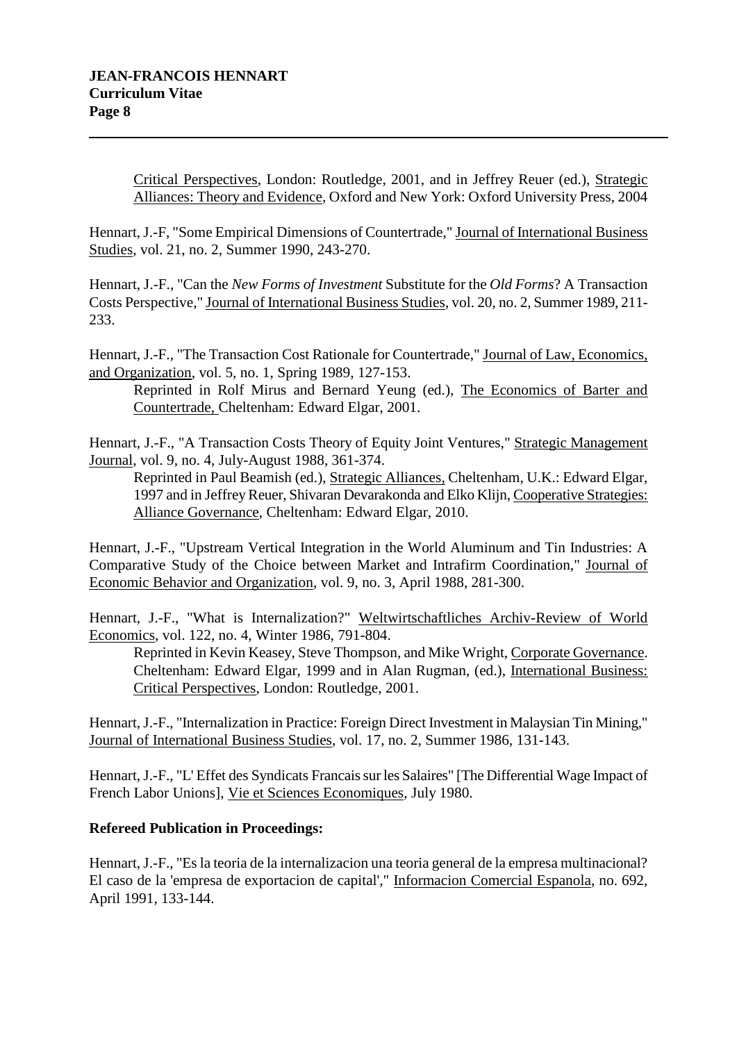Critical Perspectives, London: Routledge, 2001, and in Jeffrey Reuer (ed.), Strategic Alliances: Theory and Evidence, Oxford and New York: Oxford University Press, 2004

Hennart, J.-F, "Some Empirical Dimensions of Countertrade," Journal of International Business Studies, vol. 21, no. 2, Summer 1990, 243-270.

Hennart, J.-F., "Can the *New Forms of Investment* Substitute for the *Old Forms*? A Transaction Costs Perspective," Journal of International Business Studies, vol. 20, no. 2, Summer 1989, 211-233.

Hennart, J.-F., "The Transaction Cost Rationale for Countertrade," Journal of Law, Economics, and Organization, vol. 5, no. 1, Spring 1989, 127-153.

Reprinted in Rolf Mirus and Bernard Yeung (ed.), The Economics of Barter and Countertrade, Cheltenham: Edward Elgar, 2001.

Hennart, J.-F., "A Transaction Costs Theory of Equity Joint Ventures," Strategic Management Journal, vol. 9, no. 4, July-August 1988, 361-374.

Reprinted in Paul Beamish (ed.), Strategic Alliances, Cheltenham, U.K.: Edward Elgar, 1997 and in Jeffrey Reuer, Shivaran Devarakonda and Elko Klijn, Cooperative Strategies: Alliance Governance, Cheltenham: Edward Elgar, 2010.

Hennart, J.-F., "Upstream Vertical Integration in the World Aluminum and Tin Industries: A Comparative Study of the Choice between Market and Intrafirm Coordination," Journal of Economic Behavior and Organization, vol. 9, no. 3, April 1988, 281-300.

Hennart, J.-F., "What is Internalization?" Weltwirtschaftliches Archiv-Review of World Economics, vol. 122, no. 4, Winter 1986, 791-804.

Reprinted in Kevin Keasey, Steve Thompson, and Mike Wright, Corporate Governance. Cheltenham: Edward Elgar, 1999 and in Alan Rugman, (ed.), International Business: Critical Perspectives, London: Routledge, 2001.

Hennart, J.-F., "Internalization in Practice: Foreign Direct Investment in Malaysian Tin Mining," Journal of International Business Studies, vol. 17, no. 2, Summer 1986, 131-143.

Hennart, J.-F., "L' Effet des Syndicats Francais sur les Salaires" [The Differential Wage Impact of French Labor Unions], Vie et Sciences Economiques, July 1980.

**Refereed Publication in Proceedings:**

Hennart, J.-F., "Es la teoria de la internalizacion una teoria general de la empresa multinacional? El caso de la 'empresa de exportacion de capital'," Informacion Comercial Espanola, no. 692, April 1991, 133-144.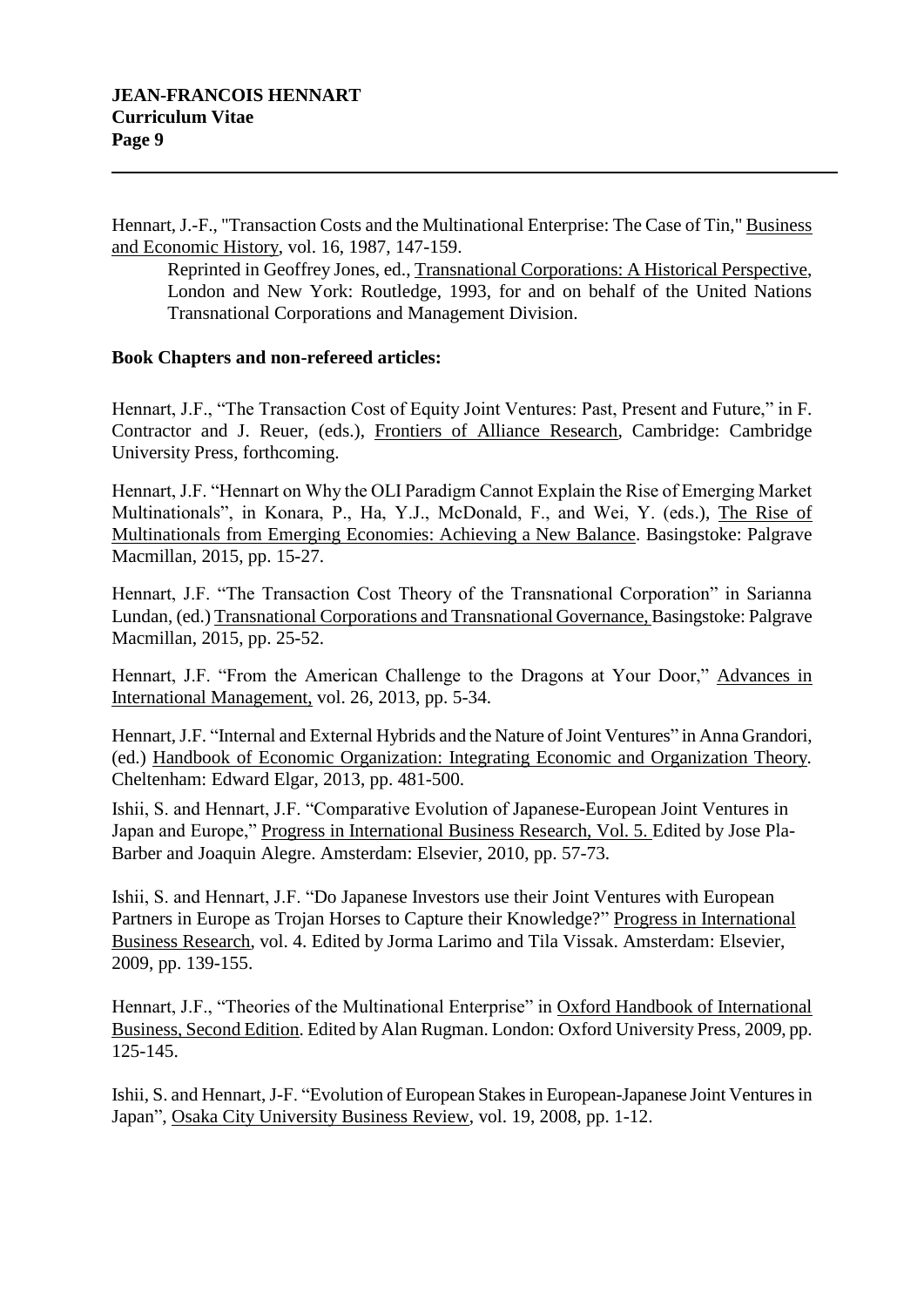Hennart, J.-F., "Transaction Costs and the Multinational Enterprise: The Case of Tin," Business and Economic History, vol. 16, 1987, 147-159.

> Reprinted in Geoffrey Jones, ed., Transnational Corporations: A Historical Perspective, London and New York: Routledge, 1993, for and on behalf of the United Nations Transnational Corporations and Management Division.

**Book Chapters and non-refereed articles:**

Hennart, J.F., "The Transaction Cost of Equity Joint Ventures: Past, Present and Future," in F. Contractor and J. Reuer, (eds.), Frontiers of Alliance Research, Cambridge: Cambridge University Press, forthcoming.

Hennart, J.F. "Hennart on Why the OLI Paradigm Cannot Explain the Rise of Emerging Market Multinationals", in Konara, P., Ha, Y.J., McDonald, F., and Wei, Y. (eds.), The Rise of Multinationals from Emerging Economies: Achieving a New Balance. Basingstoke: Palgrave Macmillan, 2015, pp. 15-27.

Hennart, J.F. "The Transaction Cost Theory of the Transnational Corporation" in Sarianna Lundan, (ed.) Transnational Corporations and Transnational Governance, Basingstoke: Palgrave Macmillan, 2015, pp. 25-52.

Hennart, J.F. "From the American Challenge to the Dragons at Your Door," Advances in International Management, vol. 26, 2013, pp. 5-34.

Hennart, J.F. "Internal and External Hybrids and the Nature of Joint Ventures" in Anna Grandori, (ed.) Handbook of Economic Organization: Integrating Economic and Organization Theory. Cheltenham: Edward Elgar, 2013, pp. 481-500.

Ishii, S. and Hennart, J.F. "Comparative Evolution of Japanese-European Joint Ventures in Japan and Europe," Progress in International Business Research, Vol. 5. Edited by Jose Pla-Barber and Joaquin Alegre. Amsterdam: Elsevier, 2010, pp. 57-73.

Ishii, S. and Hennart, J.F. "Do Japanese Investors use their Joint Ventures with European Partners in Europe as Trojan Horses to Capture their Knowledge?" Progress in International Business Research, vol. 4. Edited by Jorma Larimo and Tila Vissak. Amsterdam: Elsevier, 2009, pp. 139-155.

Hennart, J.F., "Theories of the Multinational Enterprise" in Oxford Handbook of International Business, Second Edition. Edited by Alan Rugman. London: Oxford University Press, 2009, pp. 125-145.

Ishii, S. and Hennart, J-F. "Evolution of European Stakes in European-Japanese Joint Ventures in Japan", Osaka City University Business Review, vol. 19, 2008, pp. 1-12.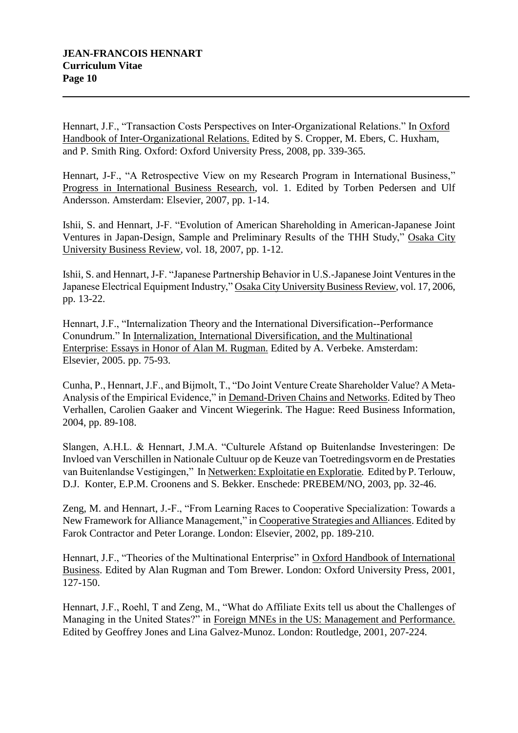Hennart, J.F., "Transaction Costs Perspectives on Inter-Organizational Relations." In Oxford Handbook of Inter-Organizational Relations. Edited by S. Cropper, M. Ebers, C. Huxham, and P. Smith Ring. Oxford: Oxford University Press, 2008, pp. 339-365.

Hennart, J-F., "A Retrospective View on my Research Program in International Business," Progress in International Business Research, vol. 1. Edited by Torben Pedersen and Ulf Andersson. Amsterdam: Elsevier, 2007, pp. 1-14.

Ishii, S. and Hennart, J-F. "Evolution of American Shareholding in American-Japanese Joint Ventures in Japan-Design, Sample and Preliminary Results of the THH Study," Osaka City University Business Review, vol. 18, 2007, pp. 1-12.

Ishii, S. and Hennart, J-F. "Japanese Partnership Behavior in U.S.-Japanese Joint Ventures in the Japanese Electrical Equipment Industry," Osaka City University Business Review, vol. 17, 2006, pp. 13-22.

Hennart, J.F., "Internalization Theory and the International Diversification--Performance Conundrum." In Internalization, International Diversification, and the Multinational Enterprise: Essays in Honor of Alan M. Rugman. Edited by A. Verbeke. Amsterdam: Elsevier, 2005. pp. 75-93.

Cunha, P., Hennart, J.F., and Bijmolt, T., "Do Joint Venture Create Shareholder Value? A Meta-Analysis of the Empirical Evidence," in Demand-Driven Chains and Networks. Edited by Theo Verhallen, Carolien Gaaker and Vincent Wiegerink. The Hague: Reed Business Information, 2004, pp. 89-108.

Slangen, A.H.L. & Hennart, J.M.A. "Culturele Afstand op Buitenlandse Investeringen: De Invloed van Verschillen in Nationale Cultuur op de Keuze van Toetredingsvorm en de Prestaties van Buitenlandse Vestigingen," In Netwerken: Exploitatie en Exploratie. Edited by P. Terlouw, D.J. Konter, E.P.M. Croonens and S. Bekker. Enschede: PREBEM/NO, 2003, pp. 32-46.

Zeng, M. and Hennart, J.-F., "From Learning Races to Cooperative Specialization: Towards a New Framework for Alliance Management," in Cooperative Strategies and Alliances. Edited by Farok Contractor and Peter Lorange. London: Elsevier, 2002, pp. 189-210.

Hennart, J.F., "Theories of the Multinational Enterprise" in Oxford Handbook of International Business. Edited by Alan Rugman and Tom Brewer. London: Oxford University Press, 2001, 127-150.

Hennart, J.F., Roehl, T and Zeng, M., "What do Affiliate Exits tell us about the Challenges of Managing in the United States?" in Foreign MNEs in the US: Management and Performance. Edited by Geoffrey Jones and Lina Galvez-Munoz. London: Routledge, 2001, 207-224.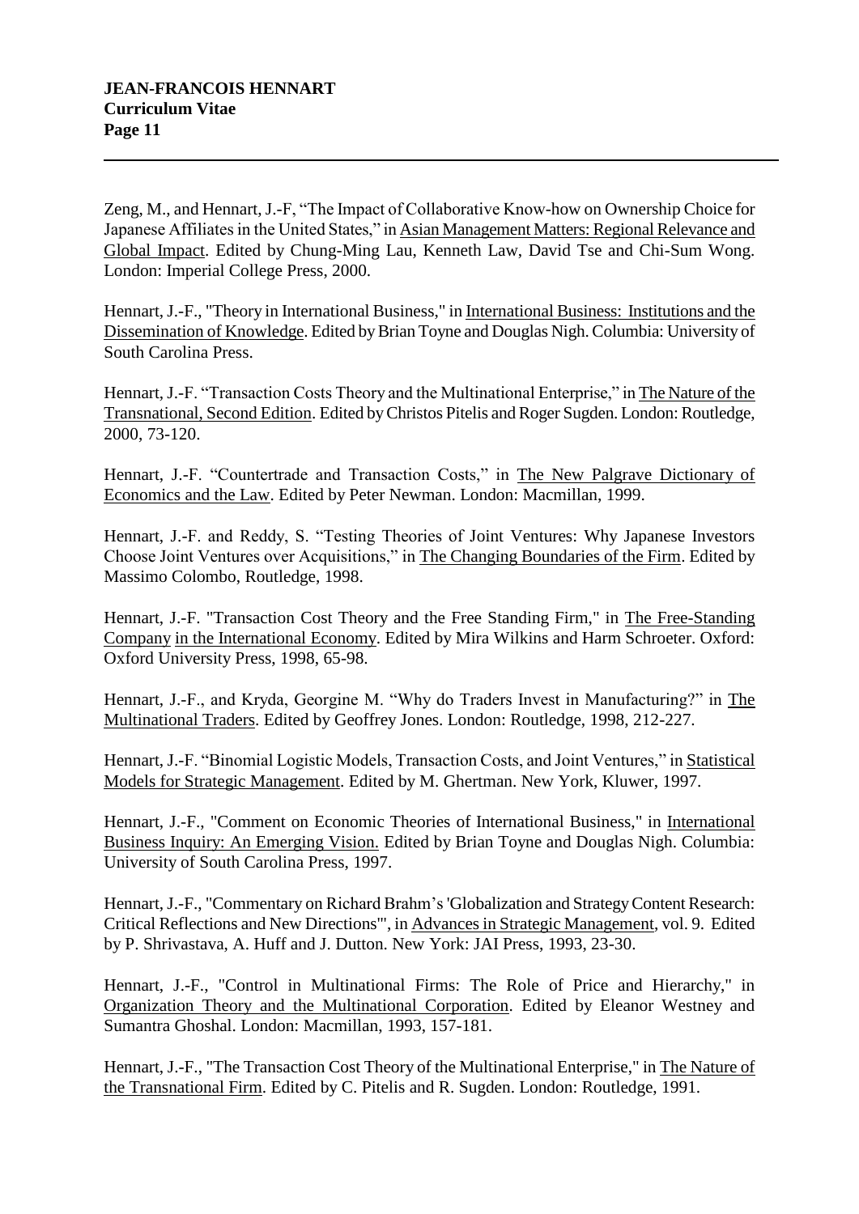Zeng, M., and Hennart, J.-F, "The Impact of Collaborative Know-how on Ownership Choice for Japanese Affiliates in the United States," in Asian Management Matters: Regional Relevance and Global Impact. Edited by Chung-Ming Lau, Kenneth Law, David Tse and Chi-Sum Wong. London: Imperial College Press, 2000.

Hennart, J.-F., "Theory in International Business," in International Business: Institutions and the Dissemination of Knowledge. Edited by Brian Toyne and Douglas Nigh. Columbia: University of South Carolina Press.

Hennart, J.-F. "Transaction Costs Theory and the Multinational Enterprise," in The Nature of the Transnational, Second Edition. Edited by Christos Pitelis and Roger Sugden. London: Routledge, 2000, 73-120.

Hennart, J.-F. "Countertrade and Transaction Costs," in The New Palgrave Dictionary of Economics and the Law. Edited by Peter Newman. London: Macmillan, 1999.

Hennart, J.-F. and Reddy, S. "Testing Theories of Joint Ventures: Why Japanese Investors Choose Joint Ventures over Acquisitions," in The Changing Boundaries of the Firm. Edited by Massimo Colombo, Routledge, 1998.

Hennart, J.-F. "Transaction Cost Theory and the Free Standing Firm," in The Free-Standing Company in the International Economy. Edited by Mira Wilkins and Harm Schroeter. Oxford: Oxford University Press, 1998, 65-98.

Hennart, J.-F., and Kryda, Georgine M. "Why do Traders Invest in Manufacturing?" in The Multinational Traders. Edited by Geoffrey Jones. London: Routledge, 1998, 212-227.

Hennart, J.-F. "Binomial Logistic Models, Transaction Costs, and Joint Ventures," in Statistical Models for Strategic Management. Edited by M. Ghertman. New York, Kluwer, 1997.

Hennart, J.-F., "Comment on Economic Theories of International Business," in International Business Inquiry: An Emerging Vision. Edited by Brian Toyne and Douglas Nigh. Columbia: University of South Carolina Press, 1997.

Hennart, J.-F., "Commentary on Richard Brahm's 'Globalization and Strategy Content Research: Critical Reflections and New Directions'", in Advances in Strategic Management, vol. 9. Edited by P. Shrivastava, A. Huff and J. Dutton. New York: JAI Press, 1993, 23-30.

Hennart, J.-F., "Control in Multinational Firms: The Role of Price and Hierarchy," in Organization Theory and the Multinational Corporation. Edited by Eleanor Westney and Sumantra Ghoshal. London: Macmillan, 1993, 157-181.

Hennart, J.-F., "The Transaction Cost Theory of the Multinational Enterprise," in The Nature of the Transnational Firm. Edited by C. Pitelis and R. Sugden. London: Routledge, 1991.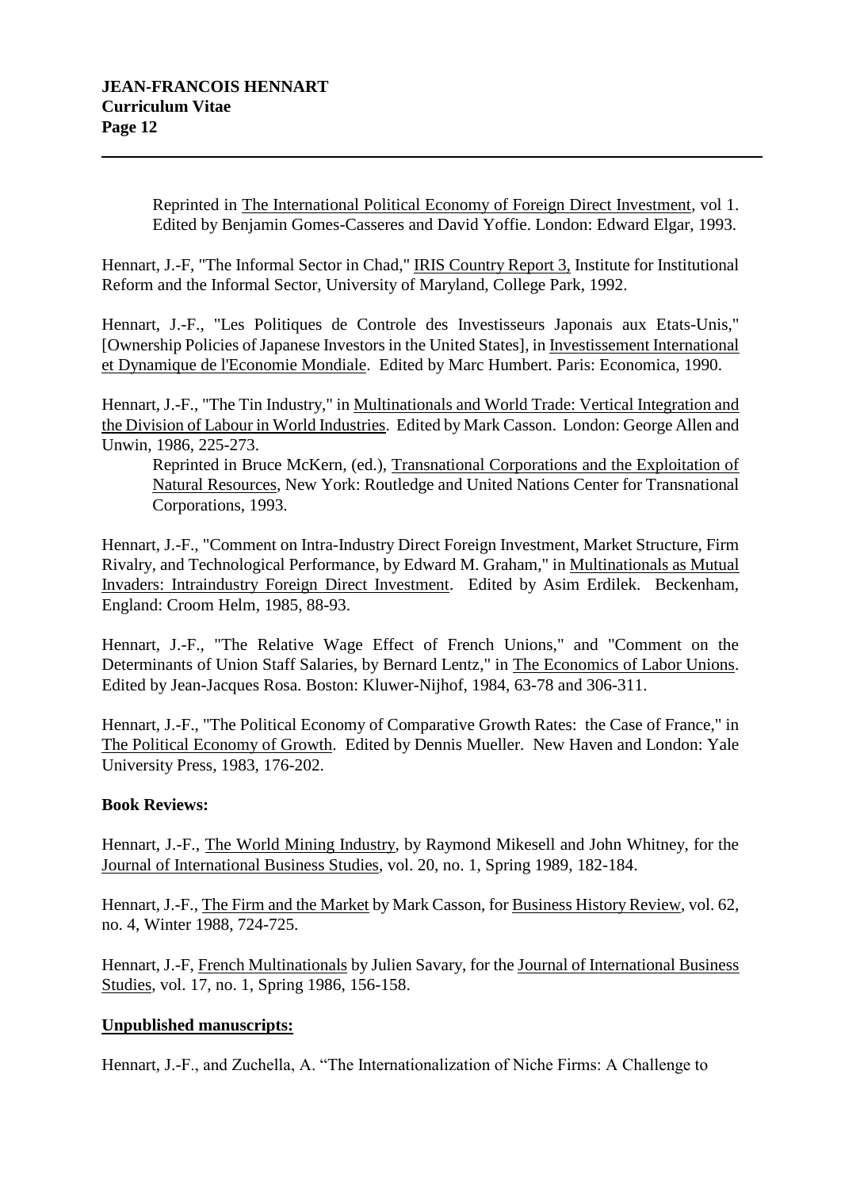Reprinted in <u>The International Political Economy of Foreign Direct Investment</u>, vol 1. Edited by Benjamin Gomes-Casseres and David Yoffie. London: Edward Elgar, 1993.

Hennart, J.-F, "The Informal Sector in Chad," <u>IRIS Country Report 3,</u> Institute for Institutional Reform and the Informal Sector, University of Maryland, College Park, 1992.

Hennart, J.-F., "Les Politiques de Controle des Investisseurs Japonais aux Etats-Unis," [Ownership Policies of Japanese Investors in the United States], in <u>Investissement International et Dynamique de l'Economie Mondiale</u>. Edited by Marc Humbert. Paris: Economica, 1990.

Hennart, J.-F., "The Tin Industry," in <u>Multinationals and World Trade: Vertical Integration and the Division of Labour in World Industries</u>. Edited by Mark Casson. London: George Allen and Unwin, 1986, 225-273.

Reprinted in Bruce McKern, (ed.), <u>Transnational Corporations and the Exploitation of Natural Resources</u>, New York: Routledge and United Nations Center for Transnational Corporations, 1993.

Hennart, J.-F., "Comment on Intra-Industry Direct Foreign Investment, Market Structure, Firm Rivalry, and Technological Performance, by Edward M. Graham," in <u>Multinationals as Mutual Invaders: Intraindustry Foreign Direct Investment</u>. Edited by Asim Erdilek. Beckenham, England: Croom Helm, 1985, 88-93.

Hennart, J.-F., "The Relative Wage Effect of French Unions," and "Comment on the Determinants of Union Staff Salaries, by Bernard Lentz," in <u>The Economics of Labor Unions</u>. Edited by Jean-Jacques Rosa. Boston: Kluwer-Nijhof, 1984, 63-78 and 306-311.

Hennart, J.-F., "The Political Economy of Comparative Growth Rates: the Case of France," in <u>The Political Economy of Growth</u>. Edited by Dennis Mueller. New Haven and London: Yale University Press, 1983, 176-202.

**Book Reviews:**

Hennart, J.-F., <u>The World Mining Industry</u>, by Raymond Mikesell and John Whitney, for the <u>Journal of International Business Studies</u>, vol. 20, no. 1, Spring 1989, 182-184.

Hennart, J.-F., <u>The Firm and the Market</u> by Mark Casson, for <u>Business History Review</u>, vol. 62, no. 4, Winter 1988, 724-725.

Hennart, J.-F, <u>French Multinationals</u> by Julien Savary, for the <u>Journal of International Business Studies</u>, vol. 17, no. 1, Spring 1986, 156-158.

**<u>Unpublished manuscripts:</u>**

Hennart, J.-F., and Zuchella, A. "The Internationalization of Niche Firms: A Challenge to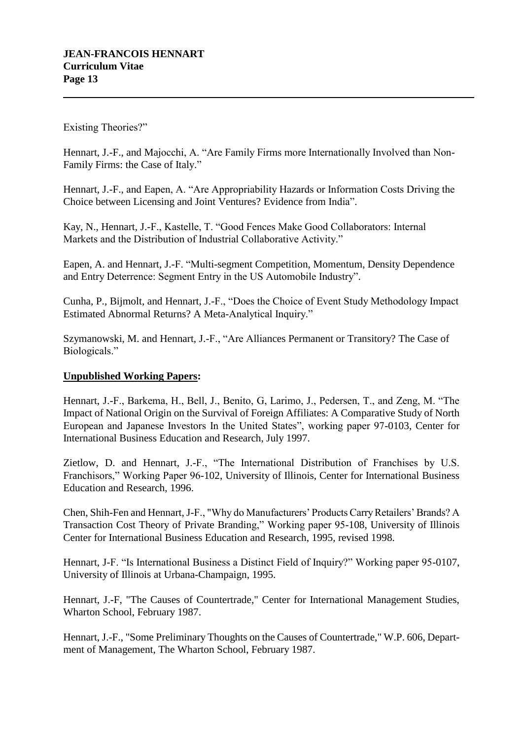Existing Theories?"

Hennart, J.-F., and Majocchi, A. "Are Family Firms more Internationally Involved than Non-Family Firms: the Case of Italy."

Hennart, J.-F., and Eapen, A. "Are Appropriability Hazards or Information Costs Driving the Choice between Licensing and Joint Ventures? Evidence from India".

Kay, N., Hennart, J.-F., Kastelle, T. "Good Fences Make Good Collaborators: Internal Markets and the Distribution of Industrial Collaborative Activity."

Eapen, A. and Hennart, J.-F. "Multi-segment Competition, Momentum, Density Dependence and Entry Deterrence: Segment Entry in the US Automobile Industry".

Cunha, P., Bijmolt, and Hennart, J.-F., "Does the Choice of Event Study Methodology Impact Estimated Abnormal Returns? A Meta-Analytical Inquiry."

Szymanowski, M. and Hennart, J.-F., "Are Alliances Permanent or Transitory? The Case of Biologicals."

**Unpublished Working Papers:**

Hennart, J.-F., Barkema, H., Bell, J., Benito, G, Larimo, J., Pedersen, T., and Zeng, M. "The Impact of National Origin on the Survival of Foreign Affiliates: A Comparative Study of North European and Japanese Investors In the United States", working paper 97-0103, Center for International Business Education and Research, July 1997.

Zietlow, D. and Hennart, J.-F., "The International Distribution of Franchises by U.S. Franchisors," Working Paper 96-102, University of Illinois, Center for International Business Education and Research, 1996.

Chen, Shih-Fen and Hennart, J-F., "Why do Manufacturers' Products Carry Retailers' Brands? A Transaction Cost Theory of Private Branding," Working paper 95-108, University of Illinois Center for International Business Education and Research, 1995, revised 1998.

Hennart, J-F. "Is International Business a Distinct Field of Inquiry?" Working paper 95-0107, University of Illinois at Urbana-Champaign, 1995.

Hennart, J.-F, "The Causes of Countertrade," Center for International Management Studies, Wharton School, February 1987.

Hennart, J.-F., "Some Preliminary Thoughts on the Causes of Countertrade," W.P. 606, Department of Management, The Wharton School, February 1987.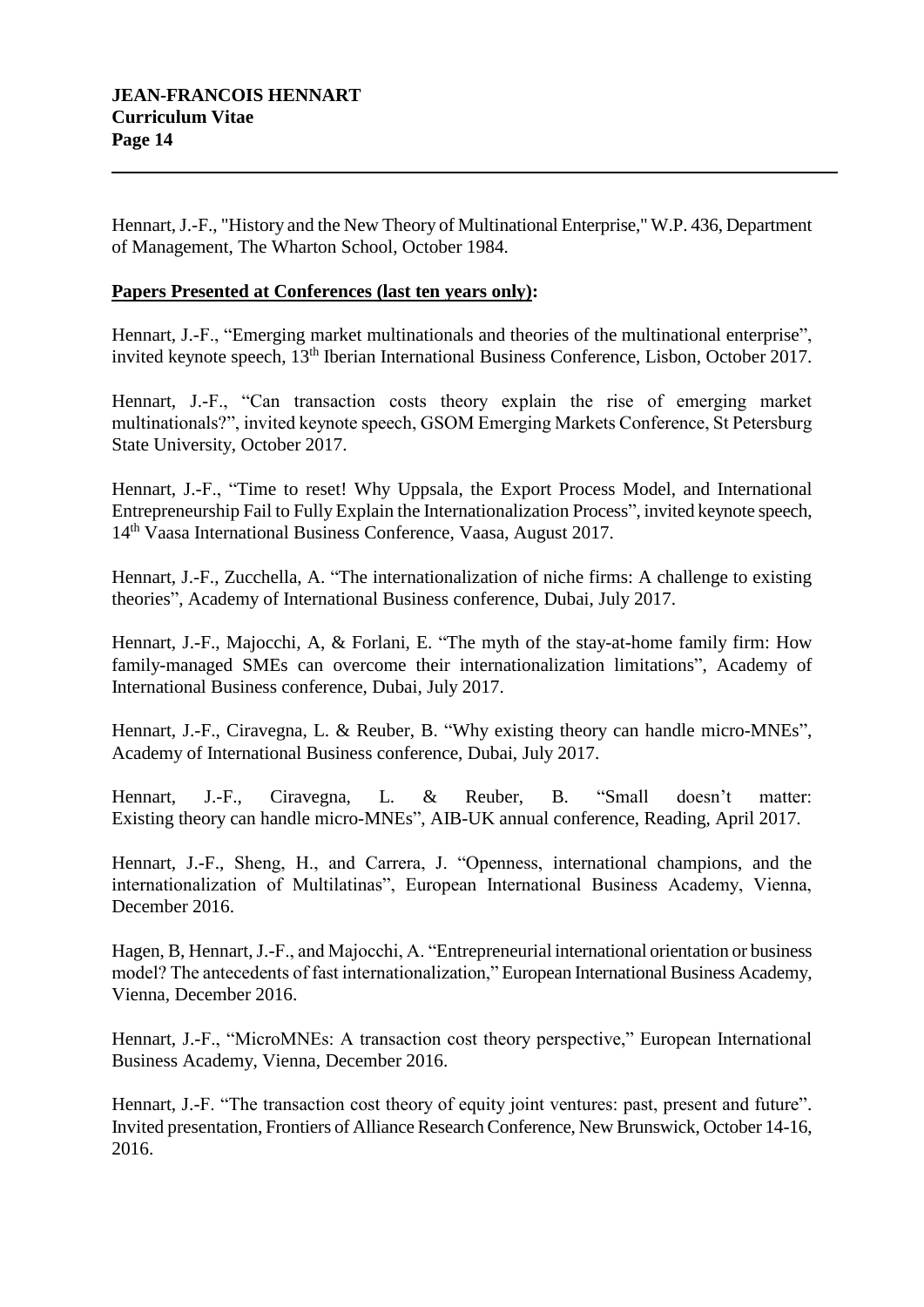Hennart, J.-F., "History and the New Theory of Multinational Enterprise," W.P. 436, Department of Management, The Wharton School, October 1984.

**Papers Presented at Conferences (last ten years only):**

Hennart, J.-F., "Emerging market multinationals and theories of the multinational enterprise", invited keynote speech, 13th Iberian International Business Conference, Lisbon, October 2017.

Hennart, J.-F., "Can transaction costs theory explain the rise of emerging market multinationals?", invited keynote speech, GSOM Emerging Markets Conference, St Petersburg State University, October 2017.

Hennart, J.-F., "Time to reset! Why Uppsala, the Export Process Model, and International Entrepreneurship Fail to Fully Explain the Internationalization Process", invited keynote speech, 14th Vaasa International Business Conference, Vaasa, August 2017.

Hennart, J.-F., Zucchella, A. "The internationalization of niche firms: A challenge to existing theories", Academy of International Business conference, Dubai, July 2017.

Hennart, J.-F., Majocchi, A, & Forlani, E. "The myth of the stay-at-home family firm: How family-managed SMEs can overcome their internationalization limitations", Academy of International Business conference, Dubai, July 2017.

Hennart, J.-F., Ciravegna, L. & Reuber, B. "Why existing theory can handle micro-MNEs", Academy of International Business conference, Dubai, July 2017.

Hennart, J.-F., Ciravegna, L. & Reuber, B. "Small doesn't matter: Existing theory can handle micro-MNEs", AIB-UK annual conference, Reading, April 2017.

Hennart, J.-F., Sheng, H., and Carrera, J. "Openness, international champions, and the internationalization of Multilatinas", European International Business Academy, Vienna, December 2016.

Hagen, B, Hennart, J.-F., and Majocchi, A. "Entrepreneurial international orientation or business model? The antecedents of fast internationalization," European International Business Academy, Vienna, December 2016.

Hennart, J.-F., "MicroMNEs: A transaction cost theory perspective," European International Business Academy, Vienna, December 2016.

Hennart, J.-F. "The transaction cost theory of equity joint ventures: past, present and future". Invited presentation, Frontiers of Alliance Research Conference, New Brunswick, October 14-16, 2016.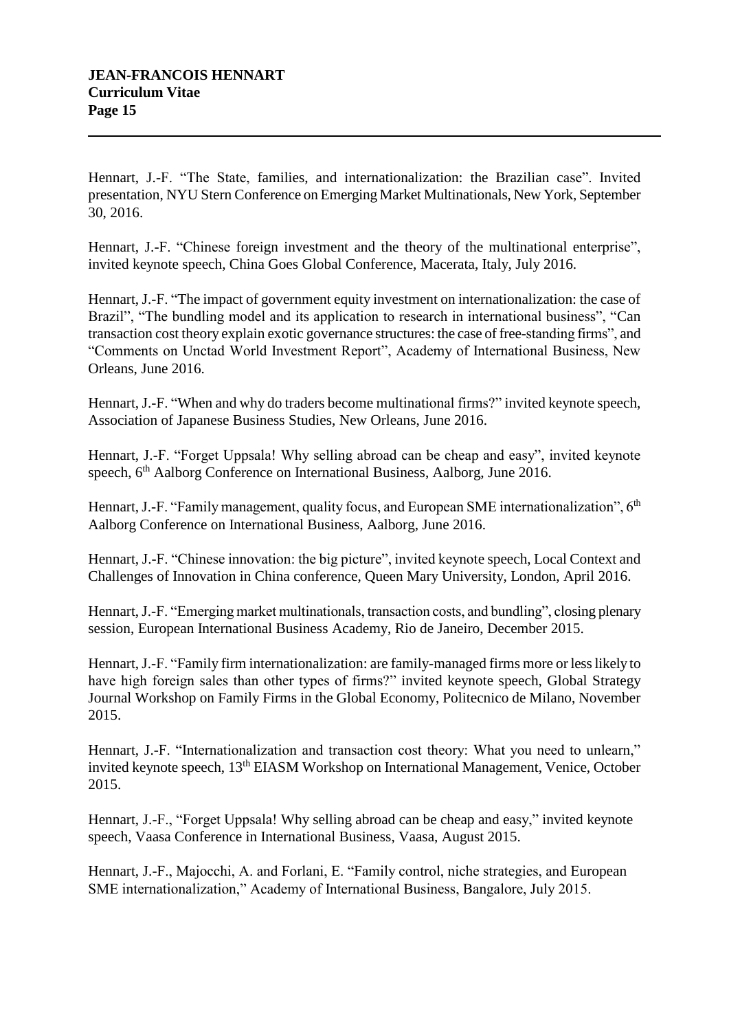Hennart, J.-F. “The State, families, and internationalization: the Brazilian case”. Invited presentation, NYU Stern Conference on Emerging Market Multinationals, New York, September 30, 2016.

Hennart, J.-F. “Chinese foreign investment and the theory of the multinational enterprise”, invited keynote speech, China Goes Global Conference, Macerata, Italy, July 2016.

Hennart, J.-F. “The impact of government equity investment on internationalization: the case of Brazil”, “The bundling model and its application to research in international business”, “Can transaction cost theory explain exotic governance structures: the case of free-standing firms”, and “Comments on Unctad World Investment Report”, Academy of International Business, New Orleans, June 2016.

Hennart, J.-F. “When and why do traders become multinational firms?” invited keynote speech, Association of Japanese Business Studies, New Orleans, June 2016.

Hennart, J.-F. “Forget Uppsala! Why selling abroad can be cheap and easy”, invited keynote speech, 6th Aalborg Conference on International Business, Aalborg, June 2016.

Hennart, J.-F. “Family management, quality focus, and European SME internationalization”, 6th Aalborg Conference on International Business, Aalborg, June 2016.

Hennart, J.-F. “Chinese innovation: the big picture”, invited keynote speech, Local Context and Challenges of Innovation in China conference, Queen Mary University, London, April 2016.

Hennart, J.-F. “Emerging market multinationals, transaction costs, and bundling”, closing plenary session, European International Business Academy, Rio de Janeiro, December 2015.

Hennart, J.-F. “Family firm internationalization: are family-managed firms more or less likely to have high foreign sales than other types of firms?” invited keynote speech, Global Strategy Journal Workshop on Family Firms in the Global Economy, Politecnico de Milano, November 2015.

Hennart, J.-F. “Internationalization and transaction cost theory: What you need to unlearn,” invited keynote speech, 13th EIASM Workshop on International Management, Venice, October 2015.

Hennart, J.-F., “Forget Uppsala! Why selling abroad can be cheap and easy,” invited keynote speech, Vaasa Conference in International Business, Vaasa, August 2015.

Hennart, J.-F., Majocchi, A. and Forlani, E. “Family control, niche strategies, and European SME internationalization,” Academy of International Business, Bangalore, July 2015.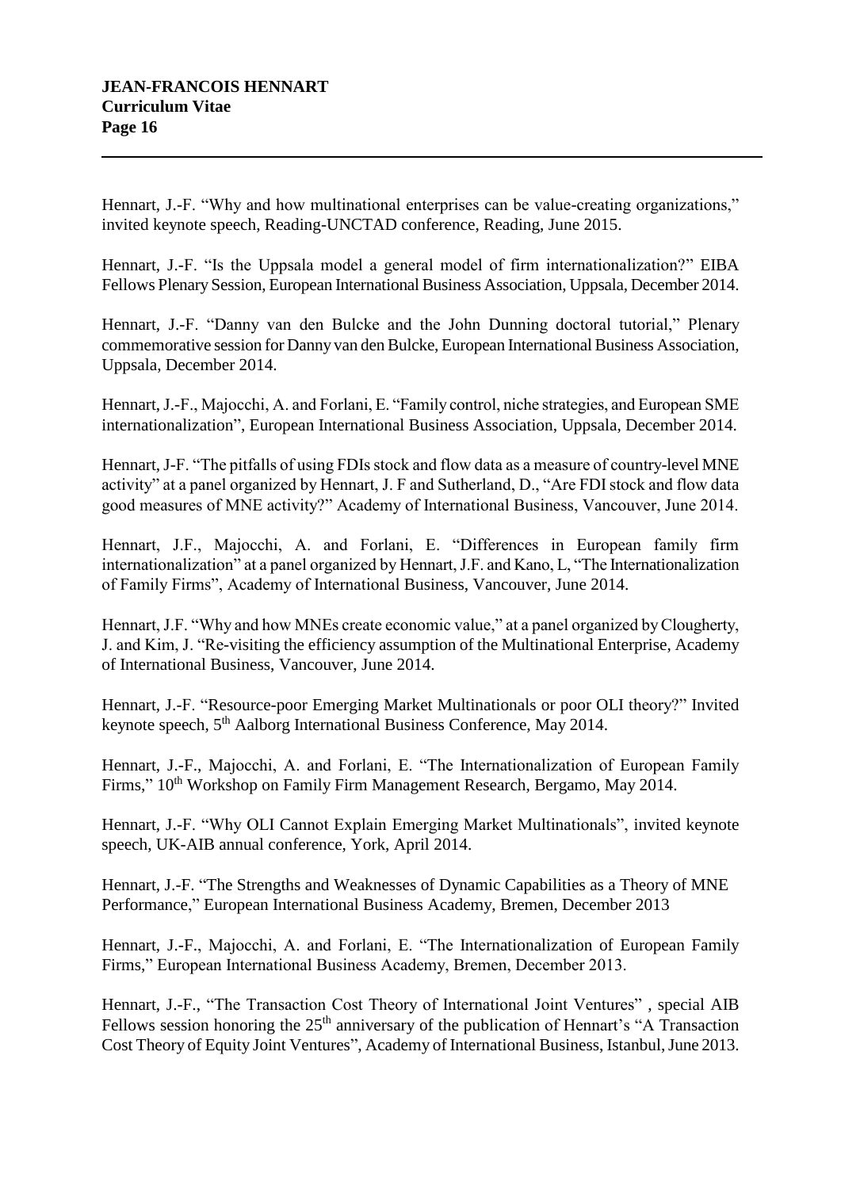Hennart, J.-F. "Why and how multinational enterprises can be value-creating organizations," invited keynote speech, Reading-UNCTAD conference, Reading, June 2015.

Hennart, J.-F. "Is the Uppsala model a general model of firm internationalization?" EIBA Fellows Plenary Session, European International Business Association, Uppsala, December 2014.

Hennart, J.-F. "Danny van den Bulcke and the John Dunning doctoral tutorial," Plenary commemorative session for Danny van den Bulcke, European International Business Association, Uppsala, December 2014.

Hennart, J.-F., Majocchi, A. and Forlani, E. "Family control, niche strategies, and European SME internationalization", European International Business Association, Uppsala, December 2014.

Hennart, J-F. "The pitfalls of using FDIs stock and flow data as a measure of country-level MNE activity" at a panel organized by Hennart, J. F and Sutherland, D., "Are FDI stock and flow data good measures of MNE activity?" Academy of International Business, Vancouver, June 2014.

Hennart, J.F., Majocchi, A. and Forlani, E. "Differences in European family firm internationalization" at a panel organized by Hennart, J.F. and Kano, L, "The Internationalization of Family Firms", Academy of International Business, Vancouver, June 2014.

Hennart, J.F. "Why and how MNEs create economic value," at a panel organized by Clougherty, J. and Kim, J. "Re-visiting the efficiency assumption of the Multinational Enterprise, Academy of International Business, Vancouver, June 2014.

Hennart, J.-F. "Resource-poor Emerging Market Multinationals or poor OLI theory?" Invited keynote speech, 5th Aalborg International Business Conference, May 2014.

Hennart, J.-F., Majocchi, A. and Forlani, E. "The Internationalization of European Family Firms," 10th Workshop on Family Firm Management Research, Bergamo, May 2014.

Hennart, J.-F. "Why OLI Cannot Explain Emerging Market Multinationals", invited keynote speech, UK-AIB annual conference, York, April 2014.

Hennart, J.-F. "The Strengths and Weaknesses of Dynamic Capabilities as a Theory of MNE Performance," European International Business Academy, Bremen, December 2013

Hennart, J.-F., Majocchi, A. and Forlani, E. "The Internationalization of European Family Firms," European International Business Academy, Bremen, December 2013.

Hennart, J.-F., "The Transaction Cost Theory of International Joint Ventures" , special AIB Fellows session honoring the 25th anniversary of the publication of Hennart's "A Transaction Cost Theory of Equity Joint Ventures", Academy of International Business, Istanbul, June 2013.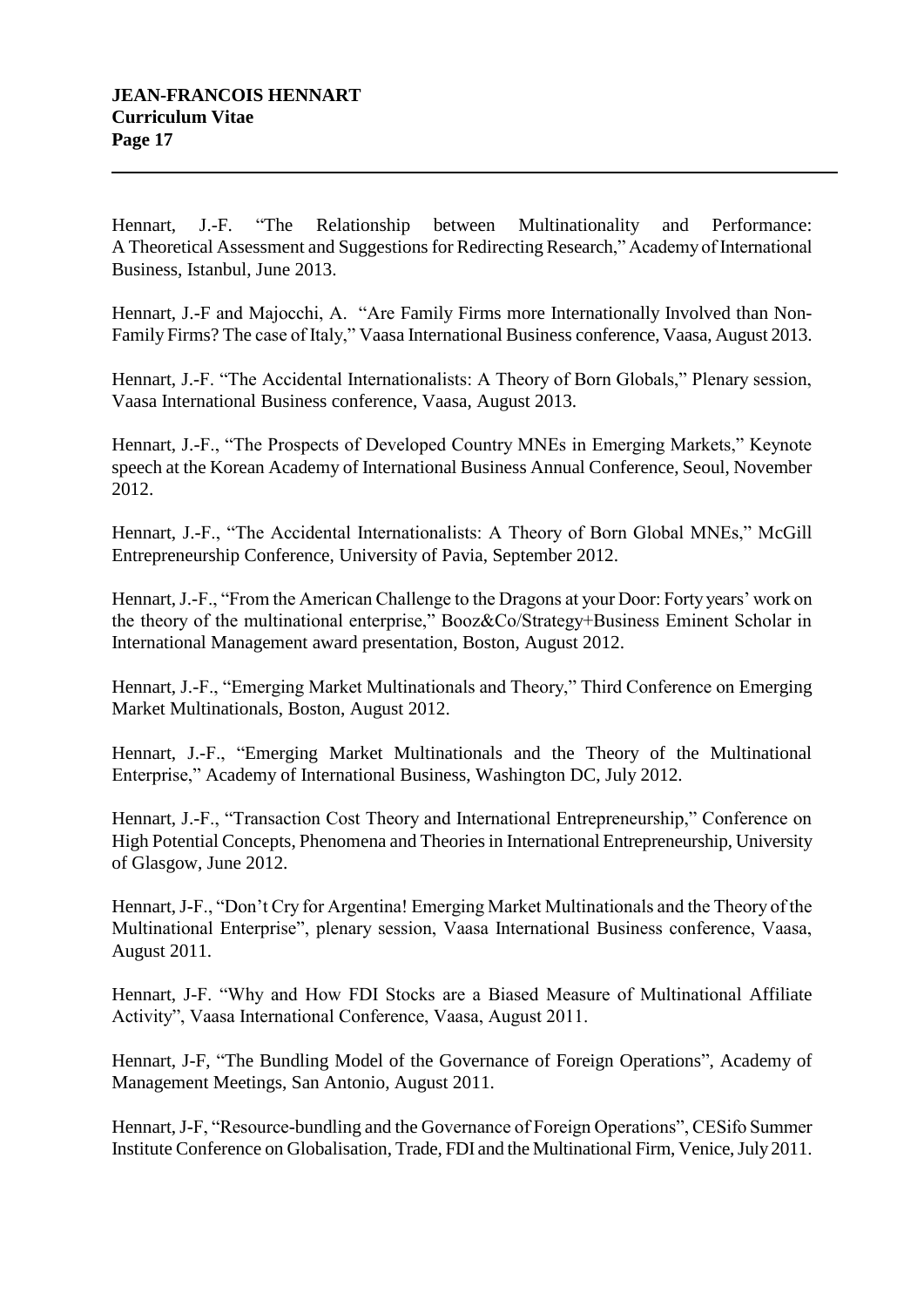Hennart, J.-F. "The Relationship between Multinationality and Performance: A Theoretical Assessment and Suggestions for Redirecting Research," Academy of International Business, Istanbul, June 2013.

Hennart, J.-F and Majocchi, A. "Are Family Firms more Internationally Involved than Non-Family Firms? The case of Italy," Vaasa International Business conference, Vaasa, August 2013.

Hennart, J.-F. "The Accidental Internationalists: A Theory of Born Globals," Plenary session, Vaasa International Business conference, Vaasa, August 2013.

Hennart, J.-F., "The Prospects of Developed Country MNEs in Emerging Markets," Keynote speech at the Korean Academy of International Business Annual Conference, Seoul, November 2012.

Hennart, J.-F., "The Accidental Internationalists: A Theory of Born Global MNEs," McGill Entrepreneurship Conference, University of Pavia, September 2012.

Hennart, J.-F., "From the American Challenge to the Dragons at your Door: Forty years' work on the theory of the multinational enterprise," Booz&Co/Strategy+Business Eminent Scholar in International Management award presentation, Boston, August 2012.

Hennart, J.-F., "Emerging Market Multinationals and Theory," Third Conference on Emerging Market Multinationals, Boston, August 2012.

Hennart, J.-F., "Emerging Market Multinationals and the Theory of the Multinational Enterprise," Academy of International Business, Washington DC, July 2012.

Hennart, J.-F., "Transaction Cost Theory and International Entrepreneurship," Conference on High Potential Concepts, Phenomena and Theories in International Entrepreneurship, University of Glasgow, June 2012.

Hennart, J-F., "Don't Cry for Argentina! Emerging Market Multinationals and the Theory of the Multinational Enterprise", plenary session, Vaasa International Business conference, Vaasa, August 2011.

Hennart, J-F. "Why and How FDI Stocks are a Biased Measure of Multinational Affiliate Activity", Vaasa International Conference, Vaasa, August 2011.

Hennart, J-F, "The Bundling Model of the Governance of Foreign Operations", Academy of Management Meetings, San Antonio, August 2011.

Hennart, J-F, "Resource-bundling and the Governance of Foreign Operations", CESifo Summer Institute Conference on Globalisation, Trade, FDI and the Multinational Firm, Venice, July 2011.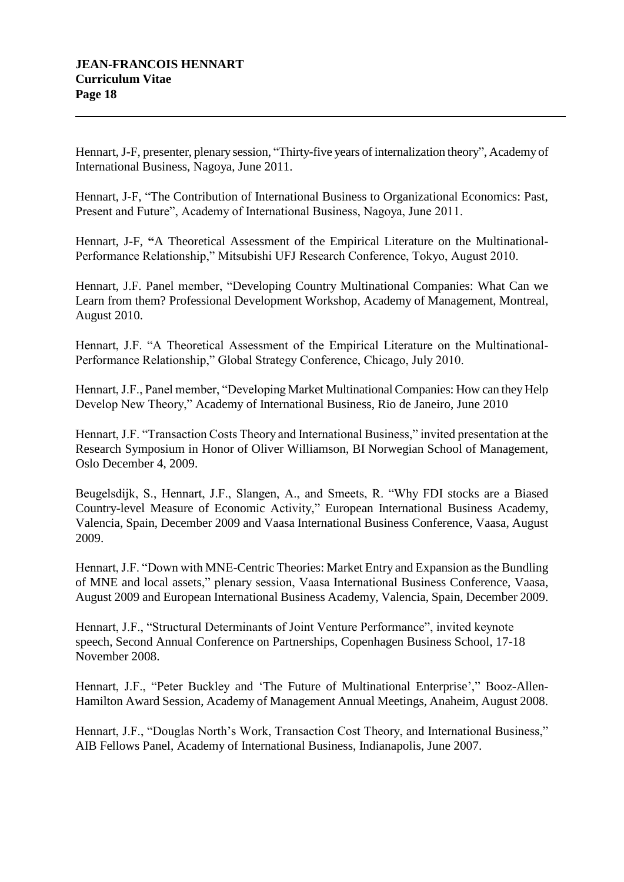Hennart, J-F, presenter, plenary session, "Thirty-five years of internalization theory", Academy of International Business, Nagoya, June 2011.

Hennart, J-F, "The Contribution of International Business to Organizational Economics: Past, Present and Future", Academy of International Business, Nagoya, June 2011.

Hennart, J-F, **"**A Theoretical Assessment of the Empirical Literature on the Multinational-Performance Relationship," Mitsubishi UFJ Research Conference, Tokyo, August 2010.

Hennart, J.F. Panel member, "Developing Country Multinational Companies: What Can we Learn from them? Professional Development Workshop, Academy of Management, Montreal, August 2010.

Hennart, J.F. "A Theoretical Assessment of the Empirical Literature on the Multinational-Performance Relationship," Global Strategy Conference, Chicago, July 2010.

Hennart, J.F., Panel member, "Developing Market Multinational Companies: How can they Help Develop New Theory," Academy of International Business, Rio de Janeiro, June 2010

Hennart, J.F. "Transaction Costs Theory and International Business," invited presentation at the Research Symposium in Honor of Oliver Williamson, BI Norwegian School of Management, Oslo December 4, 2009.

Beugelsdijk, S., Hennart, J.F., Slangen, A., and Smeets, R. "Why FDI stocks are a Biased Country-level Measure of Economic Activity," European International Business Academy, Valencia, Spain, December 2009 and Vaasa International Business Conference, Vaasa, August 2009.

Hennart, J.F. "Down with MNE-Centric Theories: Market Entry and Expansion as the Bundling of MNE and local assets," plenary session, Vaasa International Business Conference, Vaasa, August 2009 and European International Business Academy, Valencia, Spain, December 2009.

Hennart, J.F., "Structural Determinants of Joint Venture Performance", invited keynote speech, Second Annual Conference on Partnerships, Copenhagen Business School, 17-18 November 2008.

Hennart, J.F., "Peter Buckley and 'The Future of Multinational Enterprise'," Booz-Allen-Hamilton Award Session, Academy of Management Annual Meetings, Anaheim, August 2008.

Hennart, J.F., "Douglas North's Work, Transaction Cost Theory, and International Business," AIB Fellows Panel, Academy of International Business, Indianapolis, June 2007.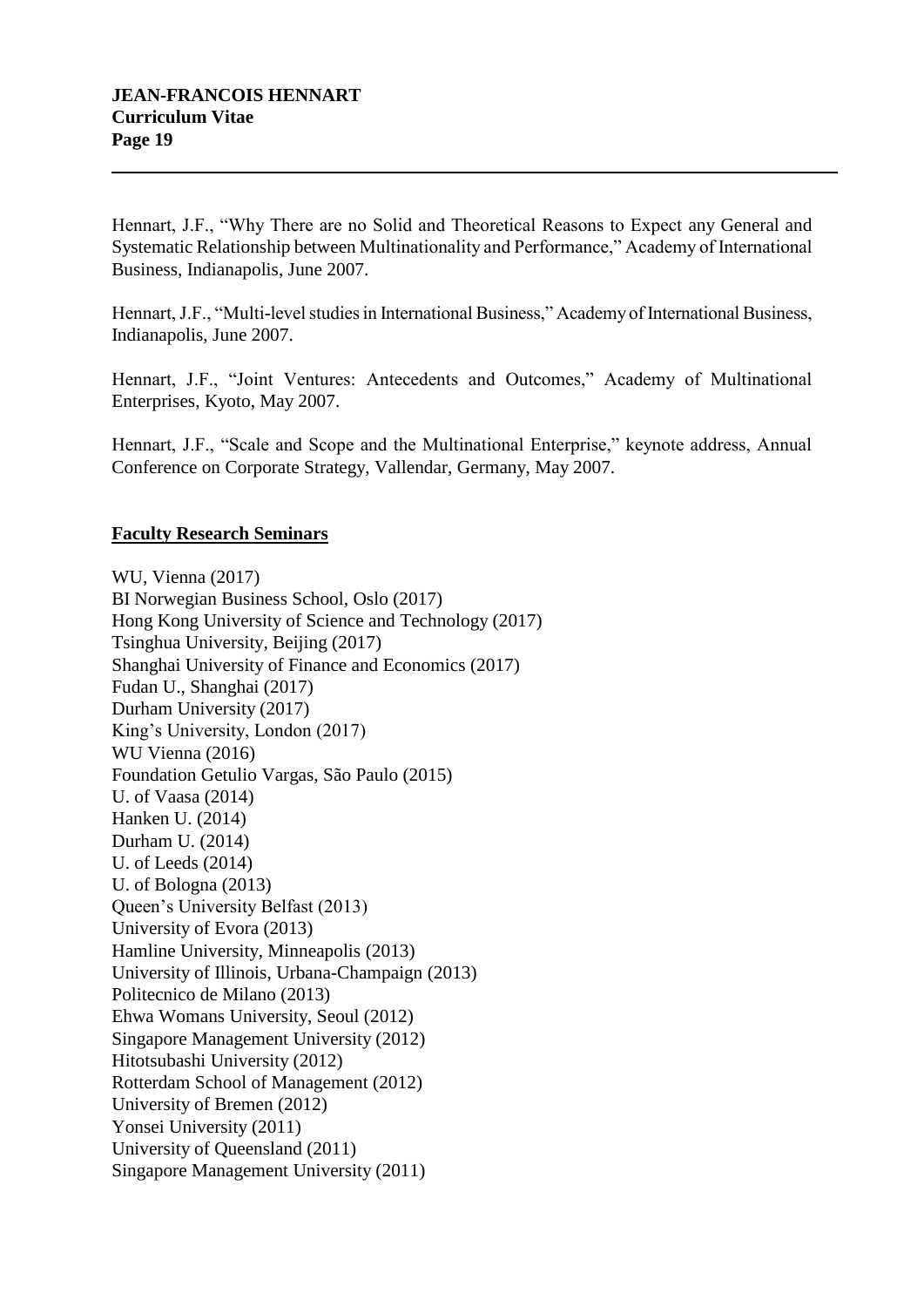Hennart, J.F., "Why There are no Solid and Theoretical Reasons to Expect any General and Systematic Relationship between Multinationality and Performance," Academy of International Business, Indianapolis, June 2007.

Hennart, J.F., "Multi-level studies in International Business," Academy of International Business, Indianapolis, June 2007.

Hennart, J.F., "Joint Ventures: Antecedents and Outcomes," Academy of Multinational Enterprises, Kyoto, May 2007.

Hennart, J.F., "Scale and Scope and the Multinational Enterprise," keynote address, Annual Conference on Corporate Strategy, Vallendar, Germany, May 2007.

## Faculty Research Seminars

WU, Vienna (2017)
BI Norwegian Business School, Oslo (2017)
Hong Kong University of Science and Technology (2017)
Tsinghua University, Beijing (2017)
Shanghai University of Finance and Economics (2017)
Fudan U., Shanghai (2017)
Durham University (2017)
King's University, London (2017)
WU Vienna (2016)
Foundation Getulio Vargas, São Paulo (2015)
U. of Vaasa (2014)
Hanken U. (2014)
Durham U. (2014)
U. of Leeds (2014)
U. of Bologna (2013)
Queen's University Belfast (2013)
University of Evora (2013)
Hamline University, Minneapolis (2013)
University of Illinois, Urbana-Champaign (2013)
Politecnico de Milano (2013)
Ehwa Womans University, Seoul (2012)
Singapore Management University (2012)
Hitotsubashi University (2012)
Rotterdam School of Management (2012)
University of Bremen (2012)
Yonsei University (2011)
University of Queensland (2011)
Singapore Management University (2011)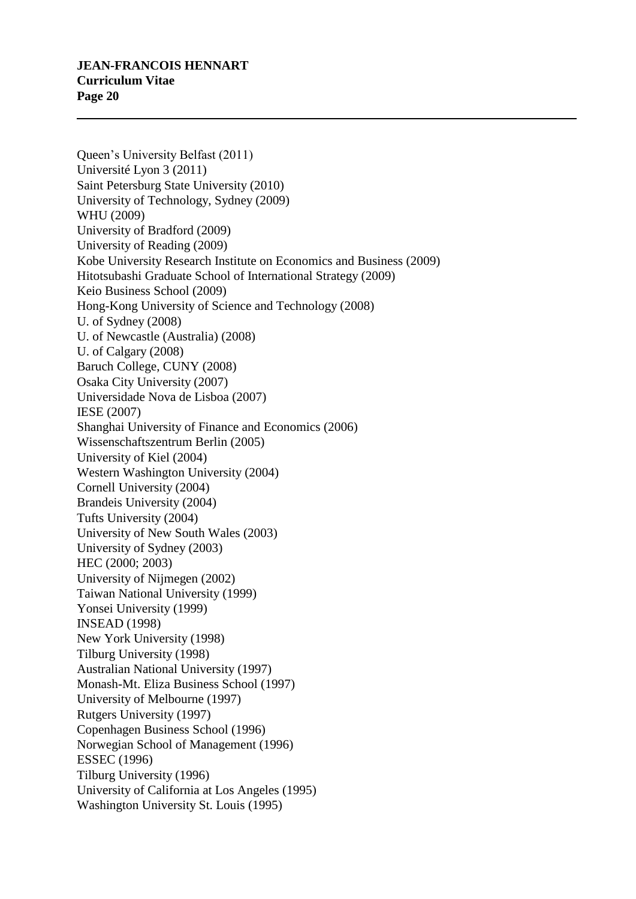Queen's University Belfast (2011)
Université Lyon 3 (2011)
Saint Petersburg State University (2010)
University of Technology, Sydney (2009)
WHU (2009)
University of Bradford (2009)
University of Reading (2009)
Kobe University Research Institute on Economics and Business (2009)
Hitotsubashi Graduate School of International Strategy (2009)
Keio Business School (2009)
Hong-Kong University of Science and Technology (2008)
U. of Sydney (2008)
U. of Newcastle (Australia) (2008)
U. of Calgary (2008)
Baruch College, CUNY (2008)
Osaka City University (2007)
Universidade Nova de Lisboa (2007)
IESE (2007)
Shanghai University of Finance and Economics (2006)
Wissenschaftszentrum Berlin (2005)
University of Kiel (2004)
Western Washington University (2004)
Cornell University (2004)
Brandeis University (2004)
Tufts University (2004)
University of New South Wales (2003)
University of Sydney (2003)
HEC (2000; 2003)
University of Nijmegen (2002)
Taiwan National University (1999)
Yonsei University (1999)
INSEAD (1998)
New York University (1998)
Tilburg University (1998)
Australian National University (1997)
Monash-Mt. Eliza Business School (1997)
University of Melbourne (1997)
Rutgers University (1997)
Copenhagen Business School (1996)
Norwegian School of Management (1996)
ESSEC (1996)
Tilburg University (1996)
University of California at Los Angeles (1995)
Washington University St. Louis (1995)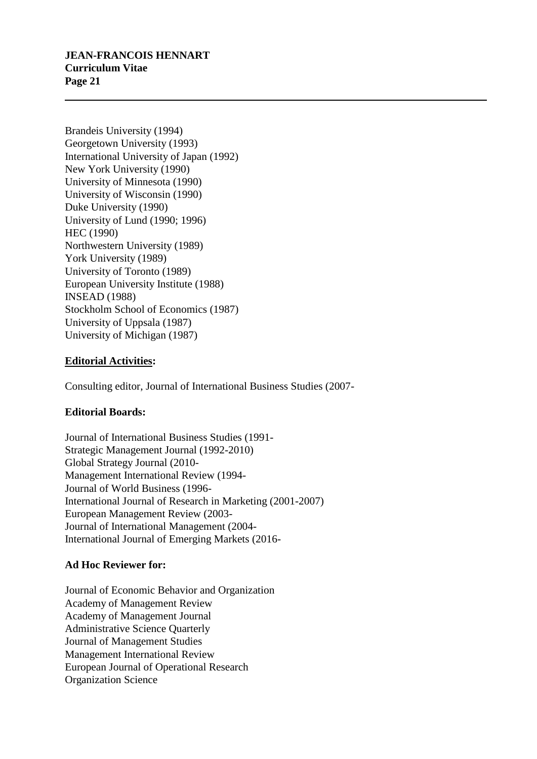Brandeis University (1994)
Georgetown University (1993)
International University of Japan (1992)
New York University (1990)
University of Minnesota (1990)
University of Wisconsin (1990)
Duke University (1990)
University of Lund (1990; 1996)
HEC (1990)
Northwestern University (1989)
York University (1989)
University of Toronto (1989)
European University Institute (1988)
INSEAD (1988)
Stockholm School of Economics (1987)
University of Uppsala (1987)
University of Michigan (1987)

**Editorial Activities:**

Consulting editor, Journal of International Business Studies (2007-

**Editorial Boards:**

Journal of International Business Studies (1991-
Strategic Management Journal (1992-2010)
Global Strategy Journal (2010-
Management International Review (1994-
Journal of World Business (1996-
International Journal of Research in Marketing (2001-2007)
European Management Review (2003-
Journal of International Management (2004-
International Journal of Emerging Markets (2016-

**Ad Hoc Reviewer for:**

Journal of Economic Behavior and Organization
Academy of Management Review
Academy of Management Journal
Administrative Science Quarterly
Journal of Management Studies
Management International Review
European Journal of Operational Research
Organization Science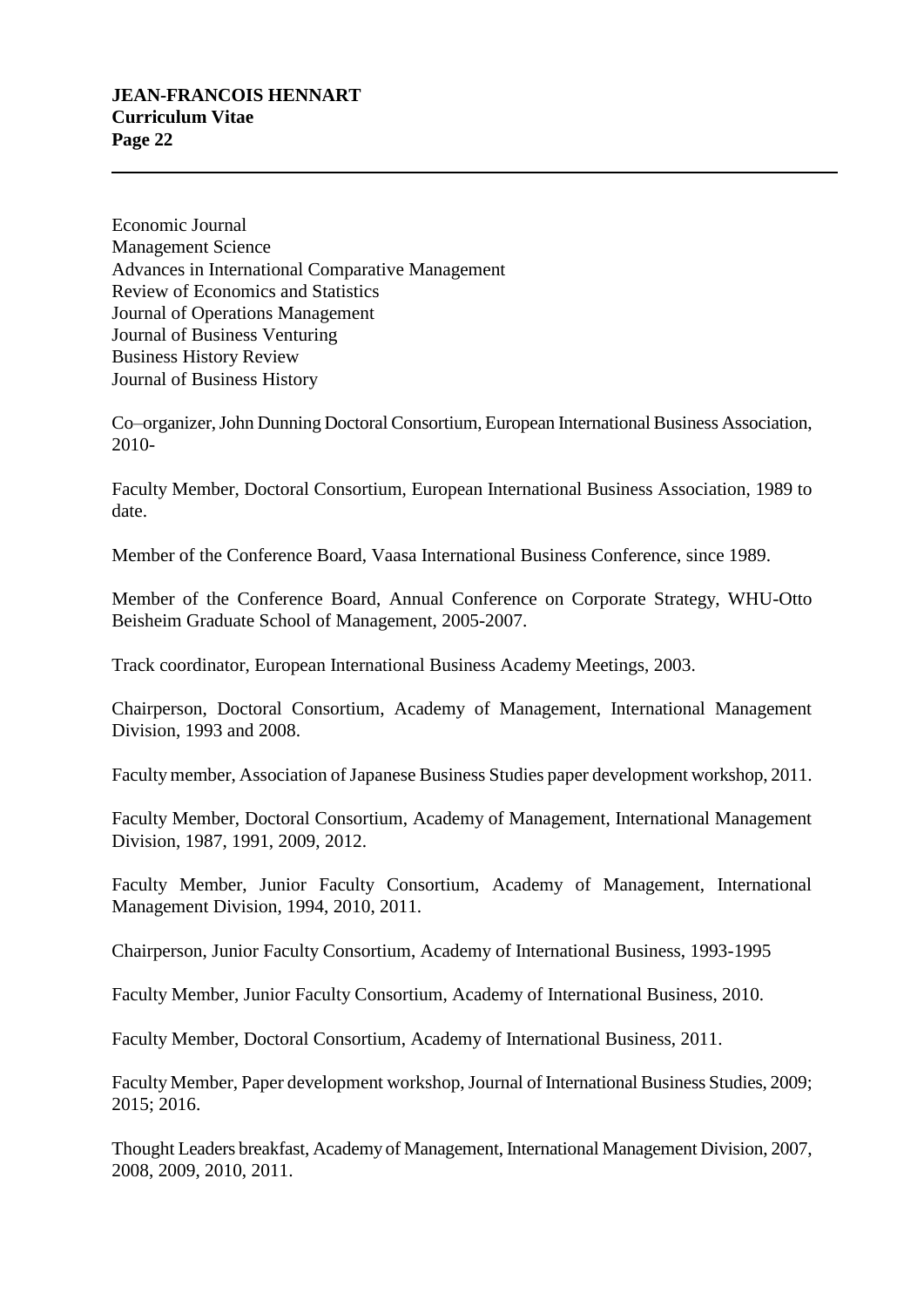Economic Journal
Management Science
Advances in International Comparative Management
Review of Economics and Statistics
Journal of Operations Management
Journal of Business Venturing
Business History Review
Journal of Business History

Co–organizer, John Dunning Doctoral Consortium, European International Business Association, 2010-

Faculty Member, Doctoral Consortium, European International Business Association, 1989 to date.

Member of the Conference Board, Vaasa International Business Conference, since 1989.

Member of the Conference Board, Annual Conference on Corporate Strategy, WHU-Otto Beisheim Graduate School of Management, 2005-2007.

Track coordinator, European International Business Academy Meetings, 2003.

Chairperson, Doctoral Consortium, Academy of Management, International Management Division, 1993 and 2008.

Faculty member, Association of Japanese Business Studies paper development workshop, 2011.

Faculty Member, Doctoral Consortium, Academy of Management, International Management Division, 1987, 1991, 2009, 2012.

Faculty Member, Junior Faculty Consortium, Academy of Management, International Management Division, 1994, 2010, 2011.

Chairperson, Junior Faculty Consortium, Academy of International Business, 1993-1995

Faculty Member, Junior Faculty Consortium, Academy of International Business, 2010.

Faculty Member, Doctoral Consortium, Academy of International Business, 2011.

Faculty Member, Paper development workshop, Journal of International Business Studies, 2009; 2015; 2016.

Thought Leaders breakfast, Academy of Management, International Management Division, 2007, 2008, 2009, 2010, 2011.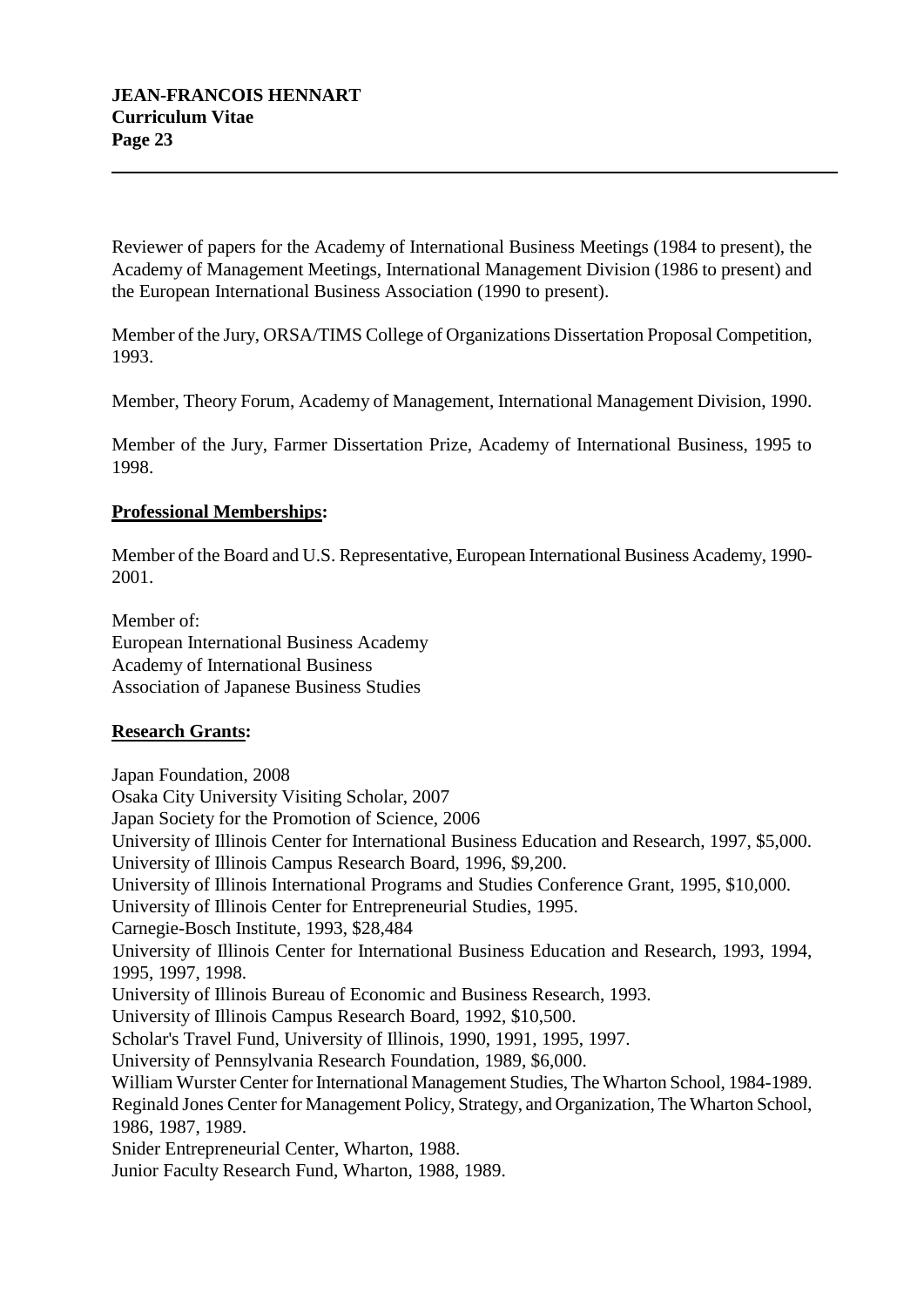Reviewer of papers for the Academy of International Business Meetings (1984 to present), the Academy of Management Meetings, International Management Division (1986 to present) and the European International Business Association (1990 to present).

Member of the Jury, ORSA/TIMS College of Organizations Dissertation Proposal Competition, 1993.

Member, Theory Forum, Academy of Management, International Management Division, 1990.

Member of the Jury, Farmer Dissertation Prize, Academy of International Business, 1995 to 1998.

**Professional Memberships:**

Member of the Board and U.S. Representative, European International Business Academy, 1990-2001.

Member of:
European International Business Academy
Academy of International Business
Association of Japanese Business Studies

**Research Grants:**

Japan Foundation, 2008
Osaka City University Visiting Scholar, 2007
Japan Society for the Promotion of Science, 2006
University of Illinois Center for International Business Education and Research, 1997, $5,000.
University of Illinois Campus Research Board, 1996, $9,200.
University of Illinois International Programs and Studies Conference Grant, 1995, $10,000.
University of Illinois Center for Entrepreneurial Studies, 1995.
Carnegie-Bosch Institute, 1993, $28,484
University of Illinois Center for International Business Education and Research, 1993, 1994, 1995, 1997, 1998.
University of Illinois Bureau of Economic and Business Research, 1993.
University of Illinois Campus Research Board, 1992, $10,500.
Scholar's Travel Fund, University of Illinois, 1990, 1991, 1995, 1997.
University of Pennsylvania Research Foundation, 1989, $6,000.
William Wurster Center for International Management Studies, The Wharton School, 1984-1989.
Reginald Jones Center for Management Policy, Strategy, and Organization, The Wharton School, 1986, 1987, 1989.
Snider Entrepreneurial Center, Wharton, 1988.
Junior Faculty Research Fund, Wharton, 1988, 1989.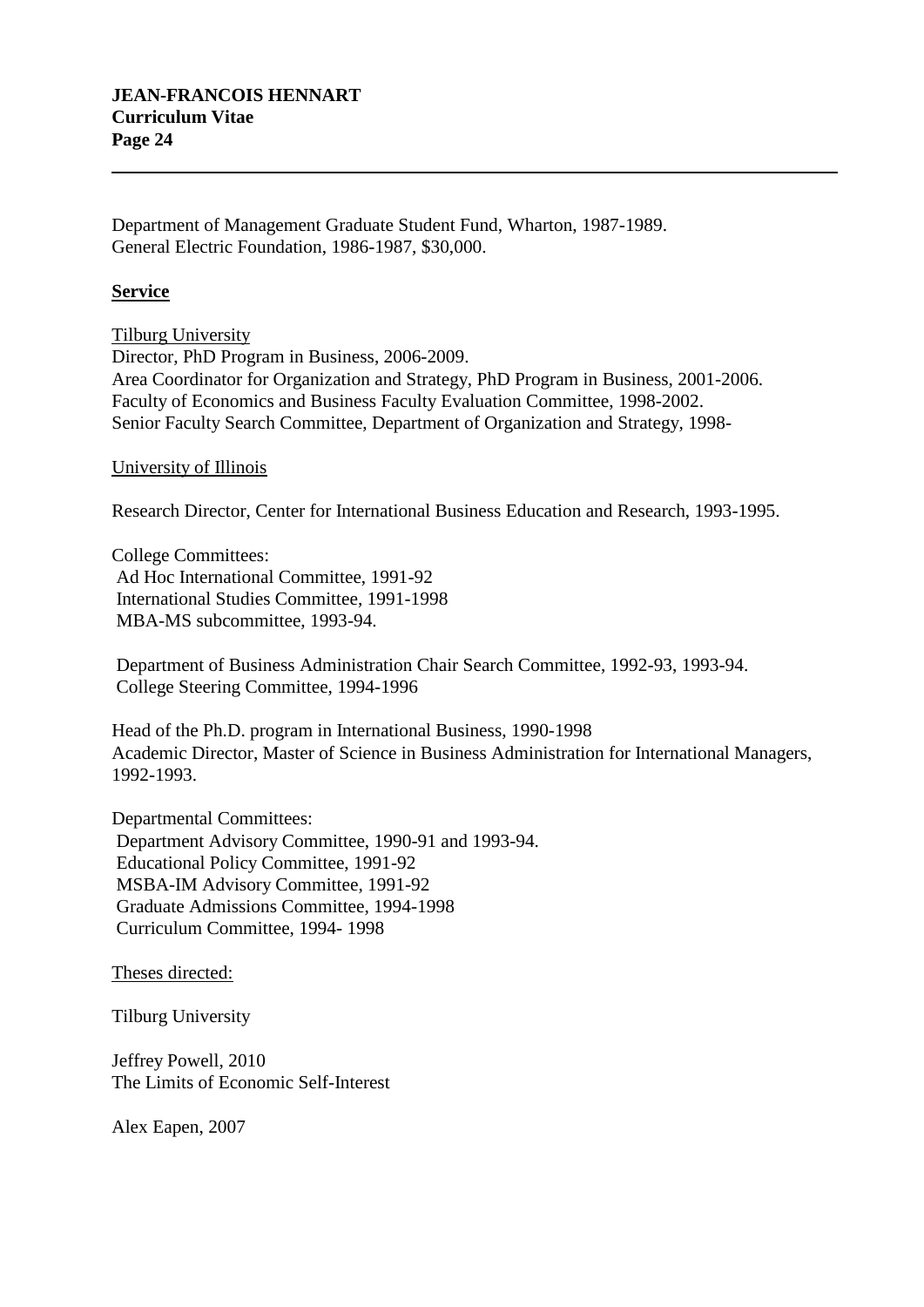Department of Management Graduate Student Fund, Wharton, 1987-1989.
General Electric Foundation, 1986-1987, $30,000.

## Service

Tilburg University

Director, PhD Program in Business, 2006-2009.
Area Coordinator for Organization and Strategy, PhD Program in Business, 2001-2006.
Faculty of Economics and Business Faculty Evaluation Committee, 1998-2002.
Senior Faculty Search Committee, Department of Organization and Strategy, 1998-

University of Illinois

Research Director, Center for International Business Education and Research, 1993-1995.

College Committees:
Ad Hoc International Committee, 1991-92
International Studies Committee, 1991-1998
MBA-MS subcommittee, 1993-94.

Department of Business Administration Chair Search Committee, 1992-93, 1993-94.
College Steering Committee, 1994-1996

Head of the Ph.D. program in International Business, 1990-1998
Academic Director, Master of Science in Business Administration for International Managers, 1992-1993.

Departmental Committees:
Department Advisory Committee, 1990-91 and 1993-94.
Educational Policy Committee, 1991-92
MSBA-IM Advisory Committee, 1991-92
Graduate Admissions Committee, 1994-1998
Curriculum Committee, 1994- 1998

Theses directed:

Tilburg University

Jeffrey Powell, 2010
The Limits of Economic Self-Interest

Alex Eapen, 2007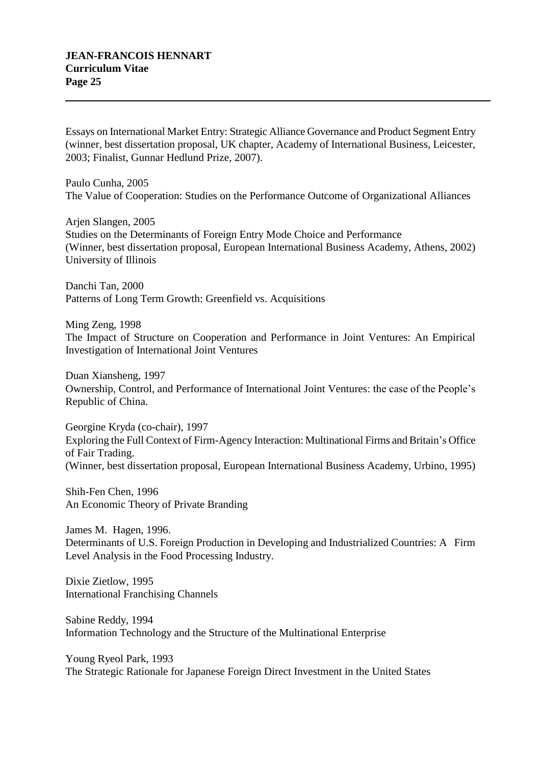Essays on International Market Entry: Strategic Alliance Governance and Product Segment Entry (winner, best dissertation proposal, UK chapter, Academy of International Business, Leicester, 2003; Finalist, Gunnar Hedlund Prize, 2007).

Paulo Cunha, 2005
The Value of Cooperation: Studies on the Performance Outcome of Organizational Alliances

Arjen Slangen, 2005
Studies on the Determinants of Foreign Entry Mode Choice and Performance
(Winner, best dissertation proposal, European International Business Academy, Athens, 2002)
University of Illinois

Danchi Tan, 2000
Patterns of Long Term Growth: Greenfield vs. Acquisitions

Ming Zeng, 1998
The Impact of Structure on Cooperation and Performance in Joint Ventures: An Empirical Investigation of International Joint Ventures

Duan Xiansheng, 1997
Ownership, Control, and Performance of International Joint Ventures: the case of the People's Republic of China.

Georgine Kryda (co-chair), 1997
Exploring the Full Context of Firm-Agency Interaction: Multinational Firms and Britain's Office of Fair Trading.
(Winner, best dissertation proposal, European International Business Academy, Urbino, 1995)

Shih-Fen Chen, 1996
An Economic Theory of Private Branding

James M. Hagen, 1996.
Determinants of U.S. Foreign Production in Developing and Industrialized Countries: A Firm Level Analysis in the Food Processing Industry.

Dixie Zietlow, 1995
International Franchising Channels

Sabine Reddy, 1994
Information Technology and the Structure of the Multinational Enterprise

Young Ryeol Park, 1993
The Strategic Rationale for Japanese Foreign Direct Investment in the United States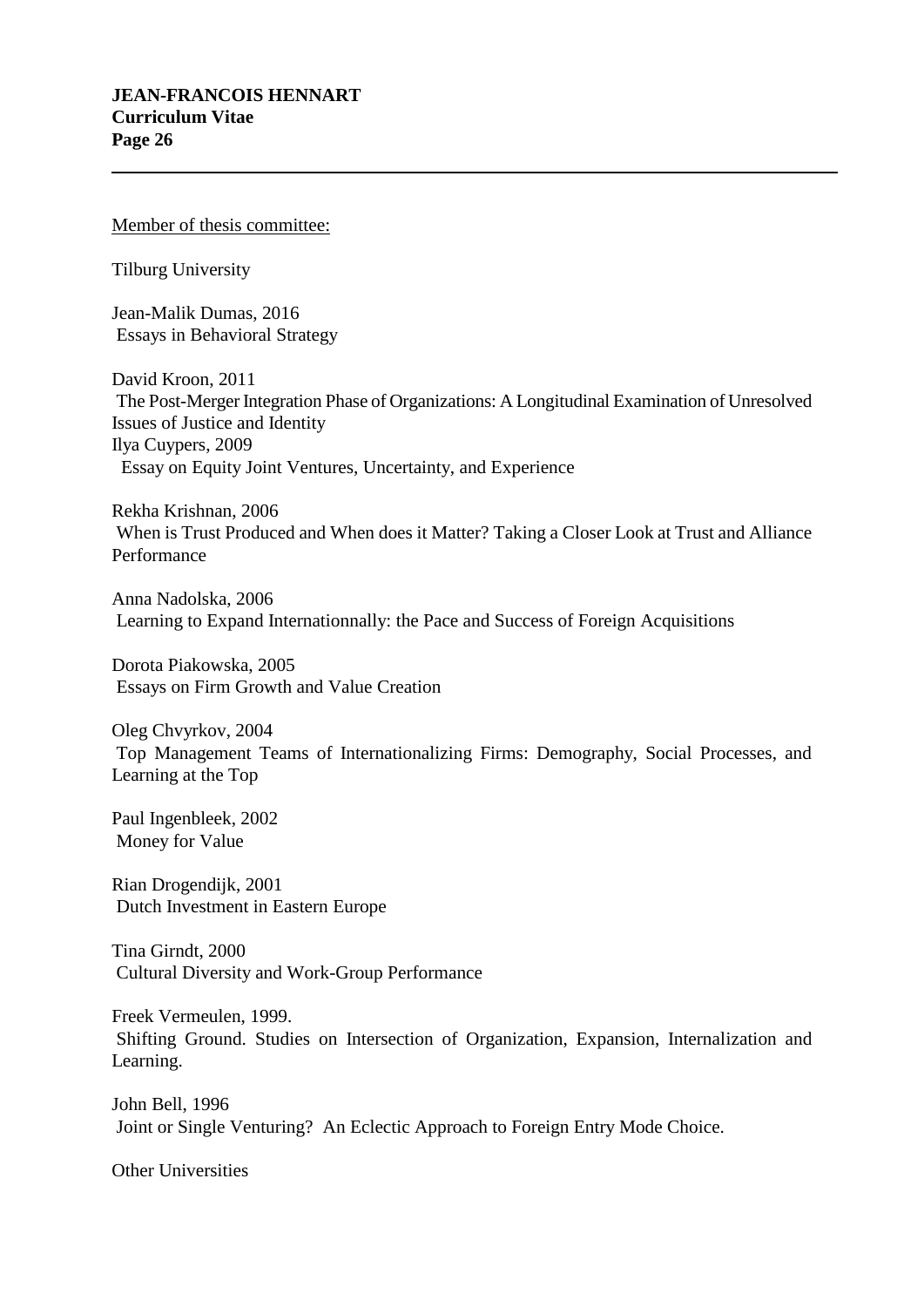<u>Member of thesis committee:</u>

Tilburg University

Jean-Malik Dumas, 2016
Essays in Behavioral Strategy

David Kroon, 2011
The Post-Merger Integration Phase of Organizations: A Longitudinal Examination of Unresolved Issues of Justice and Identity
Ilya Cuypers, 2009
Essay on Equity Joint Ventures, Uncertainty, and Experience

Rekha Krishnan, 2006
When is Trust Produced and When does it Matter? Taking a Closer Look at Trust and Alliance Performance

Anna Nadolska, 2006
Learning to Expand Internationnally: the Pace and Success of Foreign Acquisitions

Dorota Piakowska, 2005
Essays on Firm Growth and Value Creation

Oleg Chvyrkov, 2004
Top Management Teams of Internationalizing Firms: Demography, Social Processes, and Learning at the Top

Paul Ingenbleek, 2002
Money for Value

Rian Drogendijk, 2001
Dutch Investment in Eastern Europe

Tina Girndt, 2000
Cultural Diversity and Work-Group Performance

Freek Vermeulen, 1999.
Shifting Ground. Studies on Intersection of Organization, Expansion, Internalization and Learning.

John Bell, 1996
Joint or Single Venturing? An Eclectic Approach to Foreign Entry Mode Choice.

Other Universities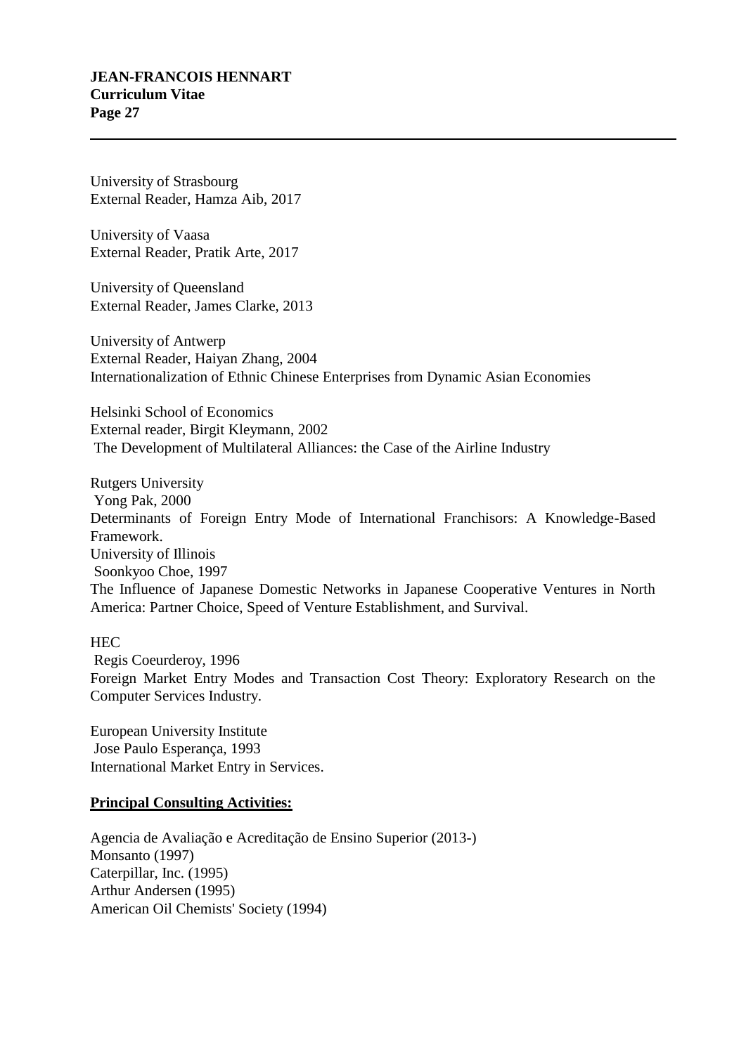University of Strasbourg
External Reader, Hamza Aib, 2017

University of Vaasa
External Reader, Pratik Arte, 2017

University of Queensland
External Reader, James Clarke, 2013

University of Antwerp
External Reader, Haiyan Zhang, 2004
Internationalization of Ethnic Chinese Enterprises from Dynamic Asian Economies

Helsinki School of Economics
External reader, Birgit Kleymann, 2002
The Development of Multilateral Alliances: the Case of the Airline Industry

Rutgers University
Yong Pak, 2000
Determinants of Foreign Entry Mode of International Franchisors: A Knowledge-Based Framework.
University of Illinois
Soonkyoo Choe, 1997
The Influence of Japanese Domestic Networks in Japanese Cooperative Ventures in North America: Partner Choice, Speed of Venture Establishment, and Survival.

HEC
Regis Coeurderoy, 1996
Foreign Market Entry Modes and Transaction Cost Theory: Exploratory Research on the Computer Services Industry.

European University Institute
Jose Paulo Esperança, 1993
International Market Entry in Services.

**Principal Consulting Activities:**

Agencia de Avaliação e Acreditação de Ensino Superior (2013-)
Monsanto (1997)
Caterpillar, Inc. (1995)
Arthur Andersen (1995)
American Oil Chemists' Society (1994)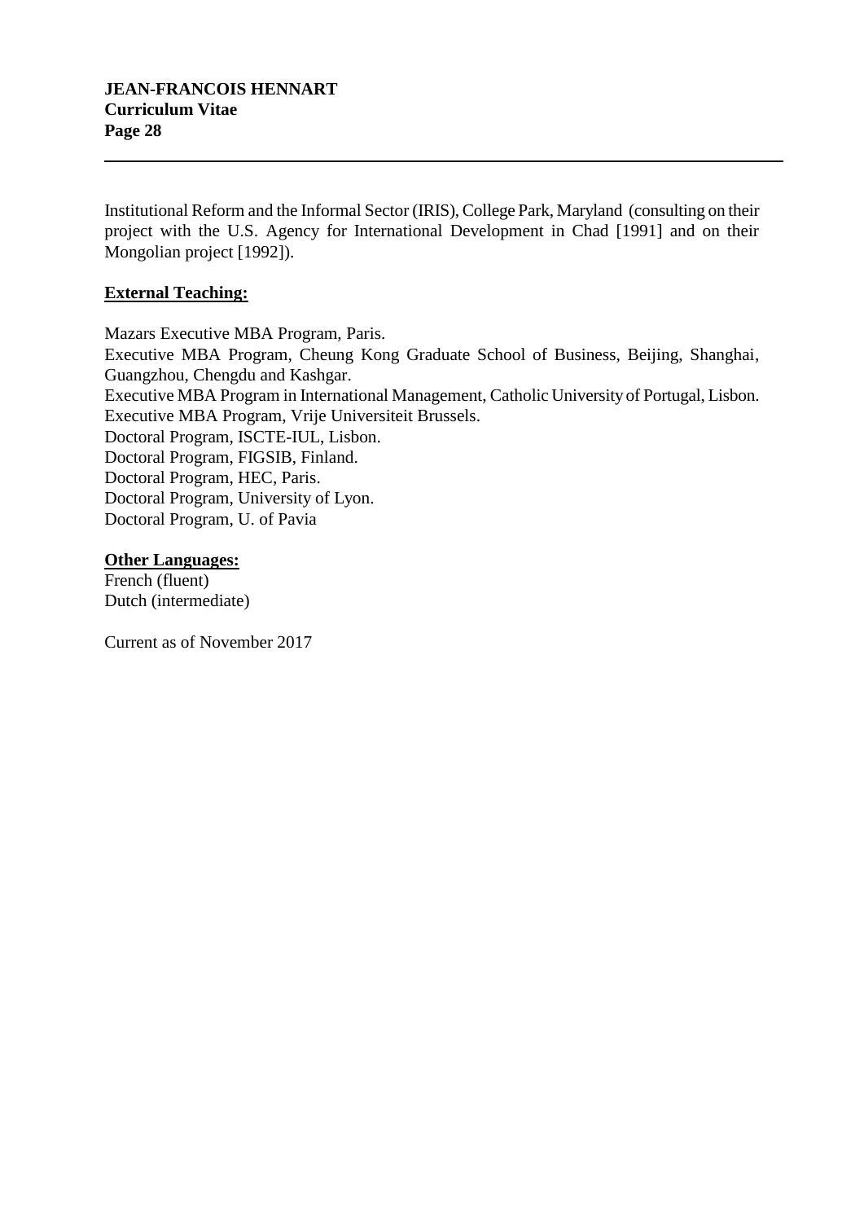Institutional Reform and the Informal Sector (IRIS), College Park, Maryland (consulting on their project with the U.S. Agency for International Development in Chad [1991] and on their Mongolian project [1992]).

**External Teaching:**

Mazars Executive MBA Program, Paris.
Executive MBA Program, Cheung Kong Graduate School of Business, Beijing, Shanghai, Guangzhou, Chengdu and Kashgar.
Executive MBA Program in International Management, Catholic University of Portugal, Lisbon.
Executive MBA Program, Vrije Universiteit Brussels.
Doctoral Program, ISCTE-IUL, Lisbon.
Doctoral Program, FIGSIB, Finland.
Doctoral Program, HEC, Paris.
Doctoral Program, University of Lyon.
Doctoral Program, U. of Pavia

**Other Languages:**
French (fluent)
Dutch (intermediate)

Current as of November 2017